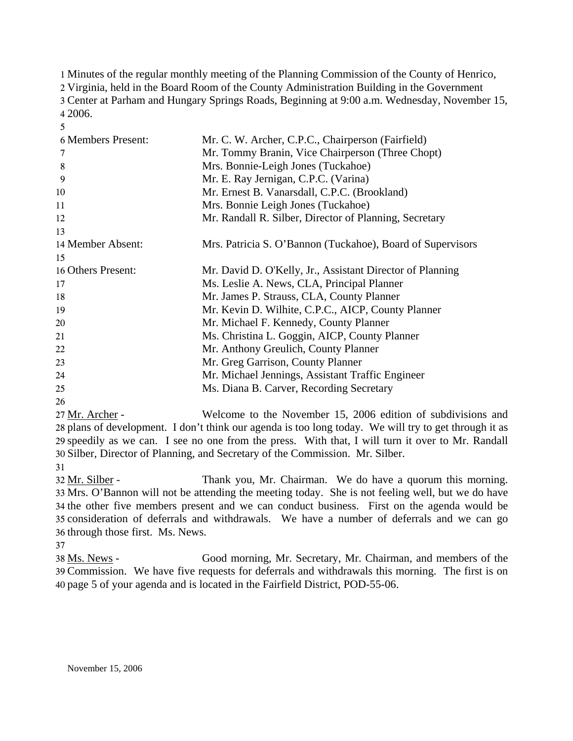Minutes of the regular monthly meeting of the Planning Commission of the County of Henrico, Virginia, held in the Board Room of the County Administration Building in the Government Center at Parham and Hungary Springs Roads, Beginning at 9:00 a.m. Wednesday, November 15, 2006.

| | |
|---|---|
| Members Present: | Mr. C. W. Archer, C.P.C., Chairperson (Fairfield) |
| | Mr. Tommy Branin, Vice Chairperson (Three Chopt) |
| | Mrs. Bonnie-Leigh Jones (Tuckahoe) |
| | Mr. E. Ray Jernigan, C.P.C. (Varina) |
| | Mr. Ernest B. Vanarsdall, C.P.C. (Brookland) |
| | Mrs. Bonnie Leigh Jones (Tuckahoe) |
| | Mr. Randall R. Silber, Director of Planning, Secretary |
| Member Absent: | Mrs. Patricia S. O'Bannon (Tuckahoe), Board of Supervisors |
| Others Present: | Mr. David D. O'Kelly, Jr., Assistant Director of Planning |
| | Ms. Leslie A. News, CLA, Principal Planner |
| | Mr. James P. Strauss, CLA, County Planner |
| | Mr. Kevin D. Wilhite, C.P.C., AICP, County Planner |
| | Mr. Michael F. Kennedy, County Planner |
| | Ms. Christina L. Goggin, AICP, County Planner |
| | Mr. Anthony Greulich, County Planner |
| | Mr. Greg Garrison, County Planner |
| | Mr. Michael Jennings, Assistant Traffic Engineer |
| | Ms. Diana B. Carver, Recording Secretary |

Mr. Archer - Welcome to the November 15, 2006 edition of subdivisions and plans of development. I don't think our agenda is too long today. We will try to get through it as speedily as we can. I see no one from the press. With that, I will turn it over to Mr. Randall Silber, Director of Planning, and Secretary of the Commission. Mr. Silber.

Mr. Silber - Thank you, Mr. Chairman. We do have a quorum this morning. Mrs. O'Bannon will not be attending the meeting today. She is not feeling well, but we do have the other five members present and we can conduct business. First on the agenda would be consideration of deferrals and withdrawals. We have a number of deferrals and we can go through those first. Ms. News.

Ms. News - Good morning, Mr. Secretary, Mr. Chairman, and members of the Commission. We have five requests for deferrals and withdrawals this morning. The first is on page 5 of your agenda and is located in the Fairfield District, POD-55-06.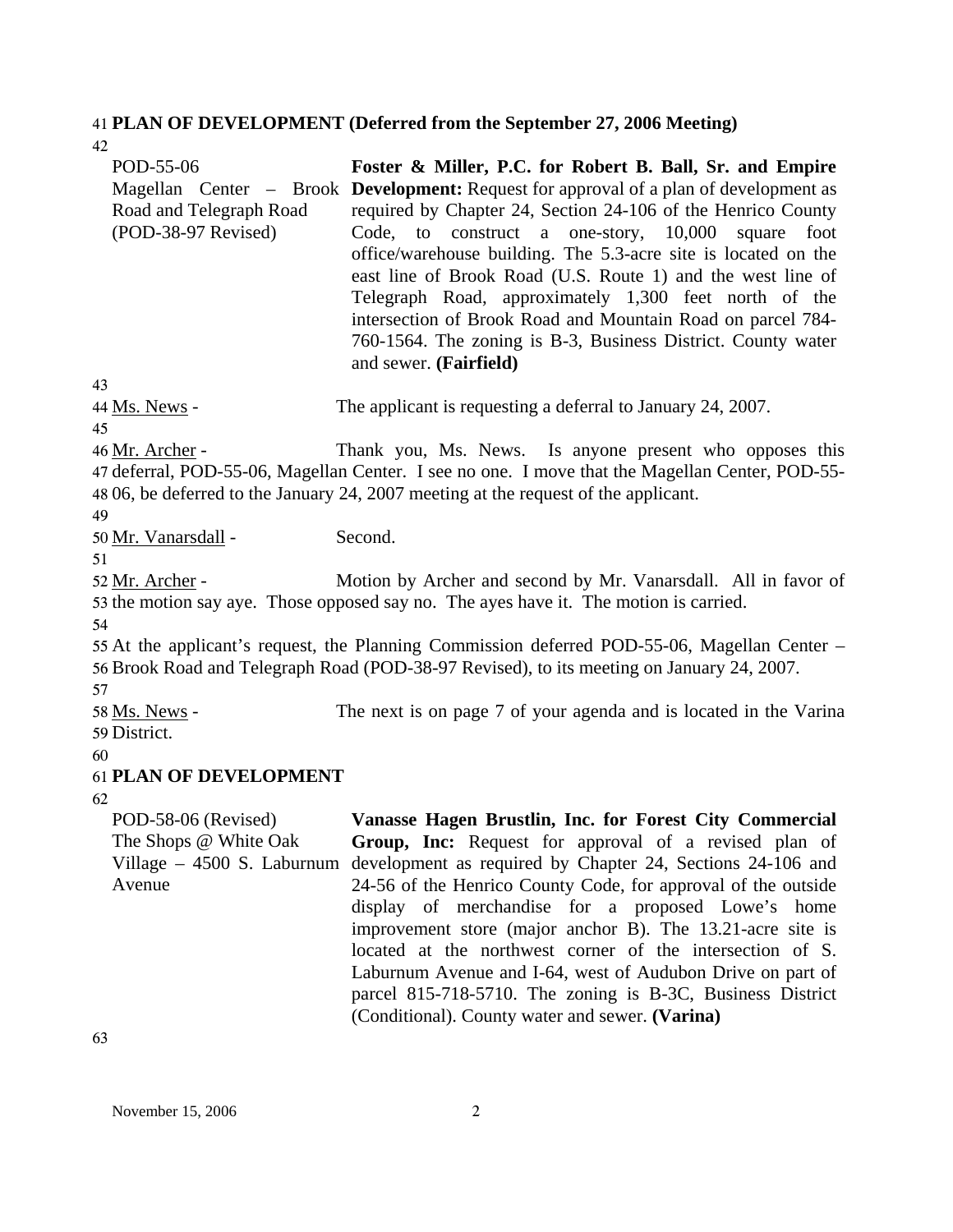**PLAN OF DEVELOPMENT (Deferred from the September 27, 2006 Meeting)**

| | |
|---|---|
| POD-55-06<br>Magellan Center – Brook Road and Telegraph Road<br>(POD-38-97 Revised) | **Foster & Miller, P.C. for Robert B. Ball, Sr. and Empire Development:** Request for approval of a plan of development as required by Chapter 24, Section 24-106 of the Henrico County Code, to construct a one-story, 10,000 square foot office/warehouse building. The 5.3-acre site is located on the east line of Brook Road (U.S. Route 1) and the west line of Telegraph Road, approximately 1,300 feet north of the intersection of Brook Road and Mountain Road on parcel 784-760-1564. The zoning is B-3, Business District. County water and sewer. **(Fairfield)** |

Ms. News - The applicant is requesting a deferral to January 24, 2007.

Mr. Archer - Thank you, Ms. News. Is anyone present who opposes this deferral, POD-55-06, Magellan Center. I see no one. I move that the Magellan Center, POD-55-06, be deferred to the January 24, 2007 meeting at the request of the applicant.

Mr. Vanarsdall - Second.

Mr. Archer - Motion by Archer and second by Mr. Vanarsdall. All in favor of the motion say aye. Those opposed say no. The ayes have it. The motion is carried.

At the applicant's request, the Planning Commission deferred POD-55-06, Magellan Center – Brook Road and Telegraph Road (POD-38-97 Revised), to its meeting on January 24, 2007.

Ms. News - The next is on page 7 of your agenda and is located in the Varina District.

**PLAN OF DEVELOPMENT**

| | |
|---|---|
| POD-58-06 (Revised)<br>The Shops @ White Oak Village – 4500 S. Laburnum Avenue | **Vanasse Hagen Brustlin, Inc. for Forest City Commercial Group, Inc:** Request for approval of a revised plan of development as required by Chapter 24, Sections 24-106 and 24-56 of the Henrico County Code, for approval of the outside display of merchandise for a proposed Lowe's home improvement store (major anchor B). The 13.21-acre site is located at the northwest corner of the intersection of S. Laburnum Avenue and I-64, west of Audubon Drive on part of parcel 815-718-5710. The zoning is B-3C, Business District (Conditional). County water and sewer. **(Varina)** |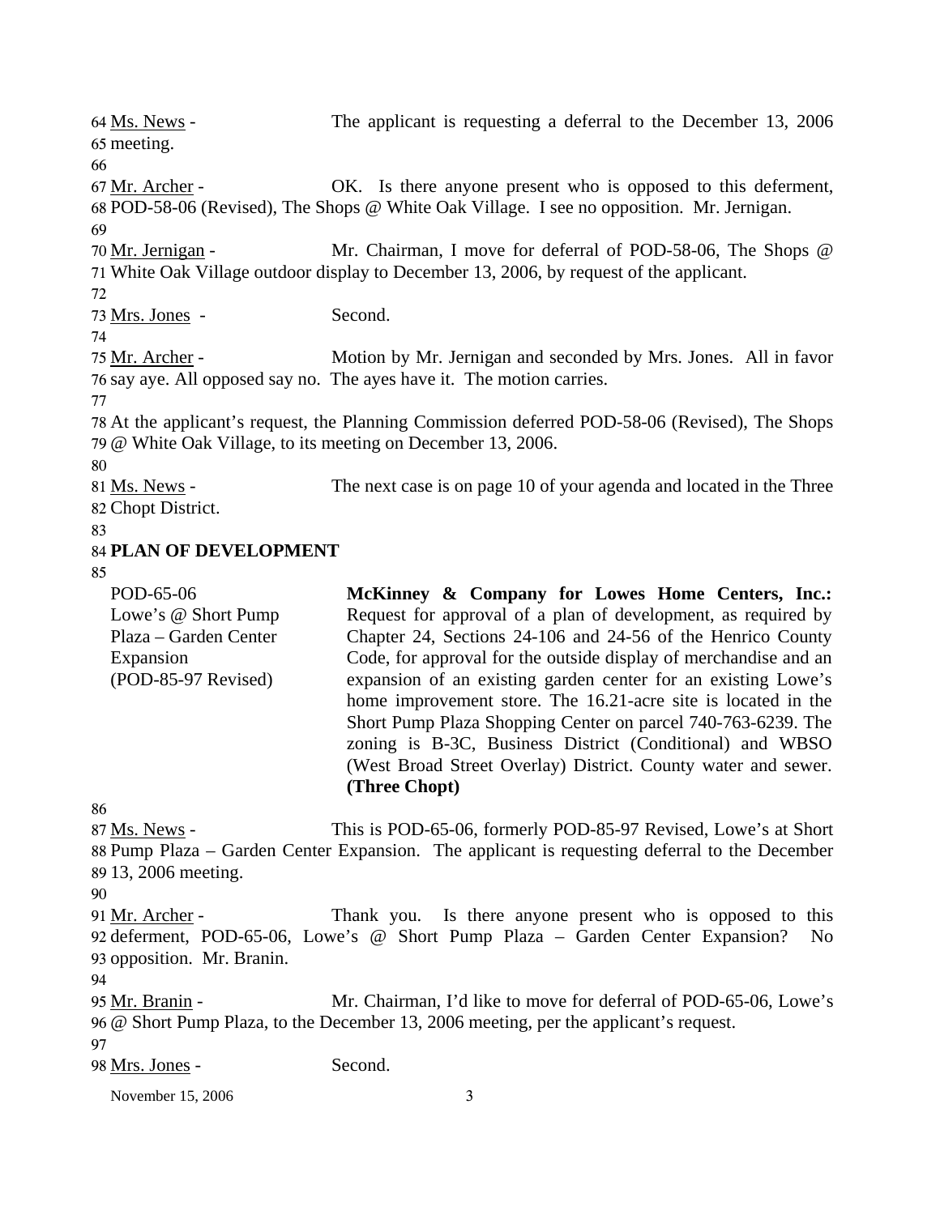Ms. News - The applicant is requesting a deferral to the December 13, 2006 meeting.

Mr. Archer - OK. Is there anyone present who is opposed to this deferment, POD-58-06 (Revised), The Shops @ White Oak Village. I see no opposition. Mr. Jernigan.

Mr. Jernigan - Mr. Chairman, I move for deferral of POD-58-06, The Shops @ White Oak Village outdoor display to December 13, 2006, by request of the applicant.

Mrs. Jones - Second.

Mr. Archer - Motion by Mr. Jernigan and seconded by Mrs. Jones. All in favor say aye. All opposed say no. The ayes have it. The motion carries.

At the applicant's request, the Planning Commission deferred POD-58-06 (Revised), The Shops @ White Oak Village, to its meeting on December 13, 2006.

Ms. News - The next case is on page 10 of your agenda and located in the Three Chopt District.

**PLAN OF DEVELOPMENT**

POD-65-06
Lowe's @ Short Pump Plaza – Garden Center Expansion
(POD-85-97 Revised)

**McKinney & Company for Lowes Home Centers, Inc.:** Request for approval of a plan of development, as required by Chapter 24, Sections 24-106 and 24-56 of the Henrico County Code, for approval for the outside display of merchandise and an expansion of an existing garden center for an existing Lowe's home improvement store. The 16.21-acre site is located in the Short Pump Plaza Shopping Center on parcel 740-763-6239. The zoning is B-3C, Business District (Conditional) and WBSO (West Broad Street Overlay) District. County water and sewer. **(Three Chopt)**

Ms. News - This is POD-65-06, formerly POD-85-97 Revised, Lowe's at Short Pump Plaza – Garden Center Expansion. The applicant is requesting deferral to the December 13, 2006 meeting.

Mr. Archer - Thank you. Is there anyone present who is opposed to this deferment, POD-65-06, Lowe's @ Short Pump Plaza – Garden Center Expansion? No opposition. Mr. Branin.

Mr. Branin - Mr. Chairman, I'd like to move for deferral of POD-65-06, Lowe's @ Short Pump Plaza, to the December 13, 2006 meeting, per the applicant's request.

Mrs. Jones - Second.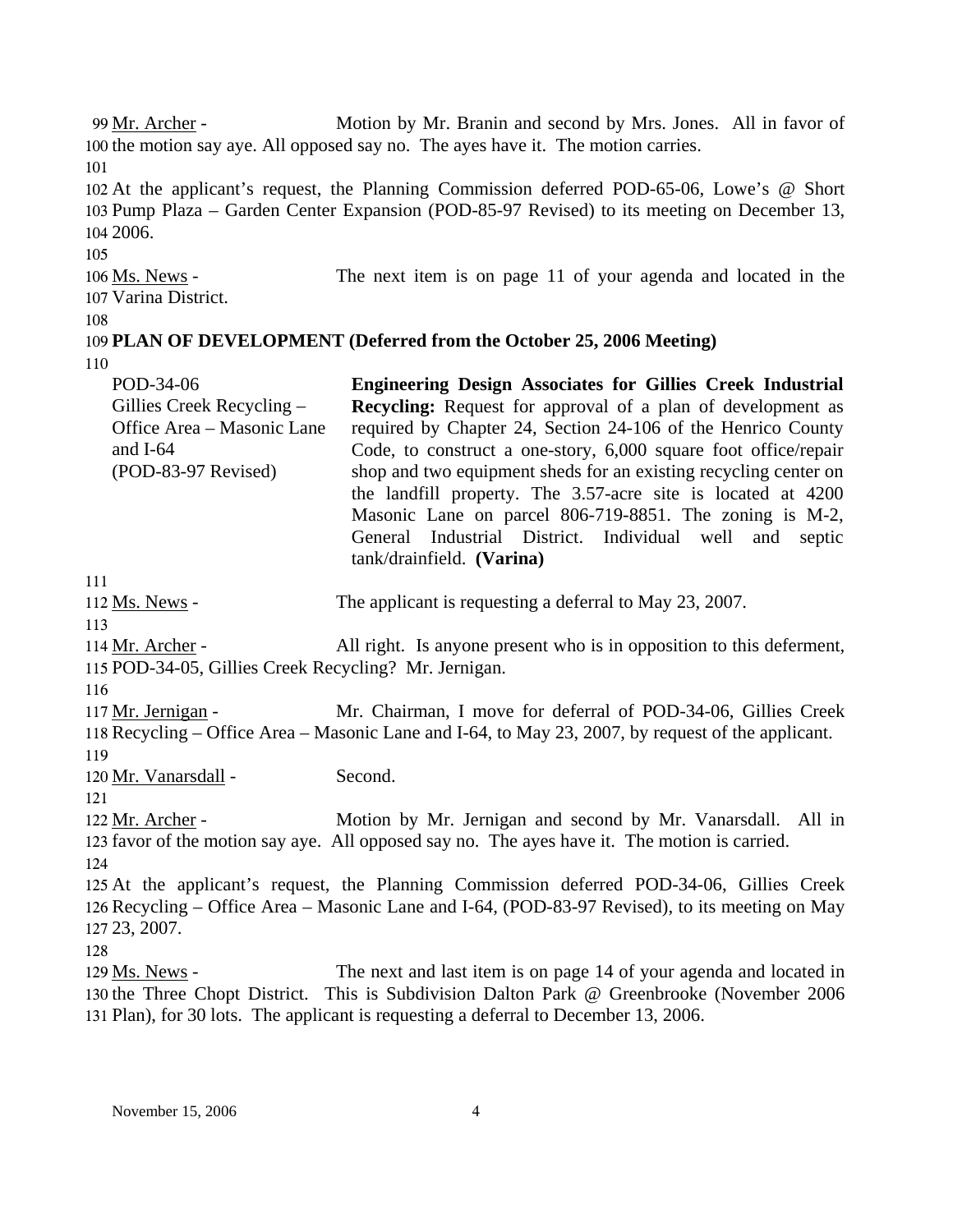Mr. Archer - Motion by Mr. Branin and second by Mrs. Jones. All in favor of the motion say aye. All opposed say no. The ayes have it. The motion carries.

At the applicant's request, the Planning Commission deferred POD-65-06, Lowe's @ Short Pump Plaza – Garden Center Expansion (POD-85-97 Revised) to its meeting on December 13, 2006.

Ms. News - The next item is on page 11 of your agenda and located in the Varina District.

**PLAN OF DEVELOPMENT (Deferred from the October 25, 2006 Meeting)**

| | |
|---|---|
| POD-34-06<br>Gillies Creek Recycling – Office Area – Masonic Lane and I-64<br>(POD-83-97 Revised) | **Engineering Design Associates for Gillies Creek Industrial Recycling:** Request for approval of a plan of development as required by Chapter 24, Section 24-106 of the Henrico County Code, to construct a one-story, 6,000 square foot office/repair shop and two equipment sheds for an existing recycling center on the landfill property. The 3.57-acre site is located at 4200 Masonic Lane on parcel 806-719-8851. The zoning is M-2, General Industrial District. Individual well and septic tank/drainfield. **(Varina)** |

Ms. News - The applicant is requesting a deferral to May 23, 2007.

Mr. Archer - All right. Is anyone present who is in opposition to this deferment, POD-34-05, Gillies Creek Recycling? Mr. Jernigan.

Mr. Jernigan - Mr. Chairman, I move for deferral of POD-34-06, Gillies Creek Recycling – Office Area – Masonic Lane and I-64, to May 23, 2007, by request of the applicant.

Mr. Vanarsdall - Second.

Mr. Archer - Motion by Mr. Jernigan and second by Mr. Vanarsdall. All in favor of the motion say aye. All opposed say no. The ayes have it. The motion is carried.

At the applicant's request, the Planning Commission deferred POD-34-06, Gillies Creek Recycling – Office Area – Masonic Lane and I-64, (POD-83-97 Revised), to its meeting on May 23, 2007.

Ms. News - The next and last item is on page 14 of your agenda and located in the Three Chopt District. This is Subdivision Dalton Park @ Greenbrooke (November 2006 Plan), for 30 lots. The applicant is requesting a deferral to December 13, 2006.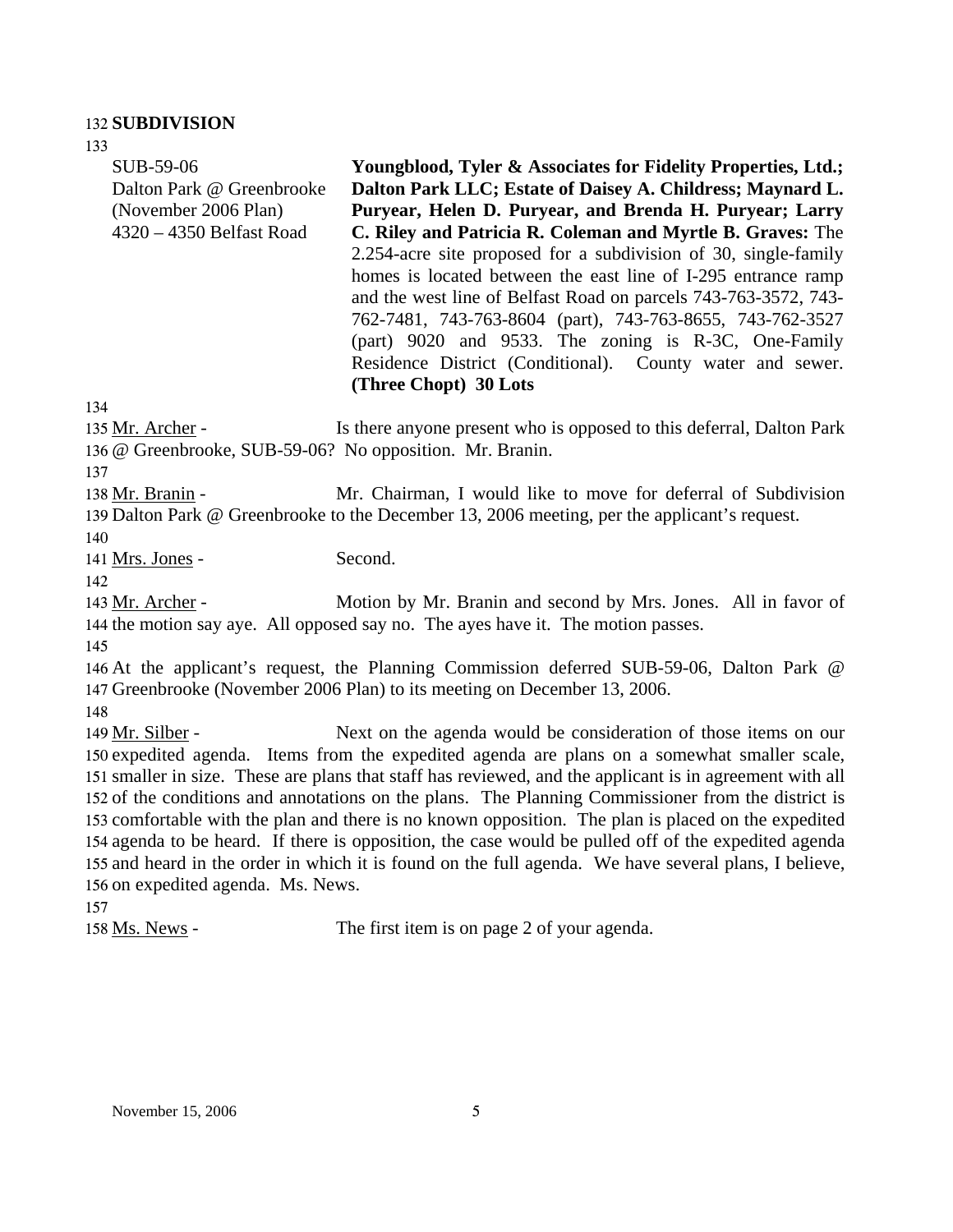**SUBDIVISION**

SUB-59-06
Dalton Park @ Greenbrooke
(November 2006 Plan)
4320 – 4350 Belfast Road

**Youngblood, Tyler & Associates for Fidelity Properties, Ltd.; Dalton Park LLC; Estate of Daisey A. Childress; Maynard L. Puryear, Helen D. Puryear, and Brenda H. Puryear; Larry C. Riley and Patricia R. Coleman and Myrtle B. Graves:** The 2.254-acre site proposed for a subdivision of 30, single-family homes is located between the east line of I-295 entrance ramp and the west line of Belfast Road on parcels 743-763-3572, 743-762-7481, 743-763-8604 (part), 743-763-8655, 743-762-3527 (part) 9020 and 9533. The zoning is R-3C, One-Family Residence District (Conditional). County water and sewer. **(Three Chopt) 30 Lots**

Mr. Archer - Is there anyone present who is opposed to this deferral, Dalton Park @ Greenbrooke, SUB-59-06? No opposition. Mr. Branin.

Mr. Branin - Mr. Chairman, I would like to move for deferral of Subdivision Dalton Park @ Greenbrooke to the December 13, 2006 meeting, per the applicant's request.

Mrs. Jones - Second.

Mr. Archer - Motion by Mr. Branin and second by Mrs. Jones. All in favor of the motion say aye. All opposed say no. The ayes have it. The motion passes.

At the applicant's request, the Planning Commission deferred SUB-59-06, Dalton Park @ Greenbrooke (November 2006 Plan) to its meeting on December 13, 2006.

Mr. Silber - Next on the agenda would be consideration of those items on our expedited agenda. Items from the expedited agenda are plans on a somewhat smaller scale, smaller in size. These are plans that staff has reviewed, and the applicant is in agreement with all of the conditions and annotations on the plans. The Planning Commissioner from the district is comfortable with the plan and there is no known opposition. The plan is placed on the expedited agenda to be heard. If there is opposition, the case would be pulled off of the expedited agenda and heard in the order in which it is found on the full agenda. We have several plans, I believe, on expedited agenda. Ms. News.

Ms. News - The first item is on page 2 of your agenda.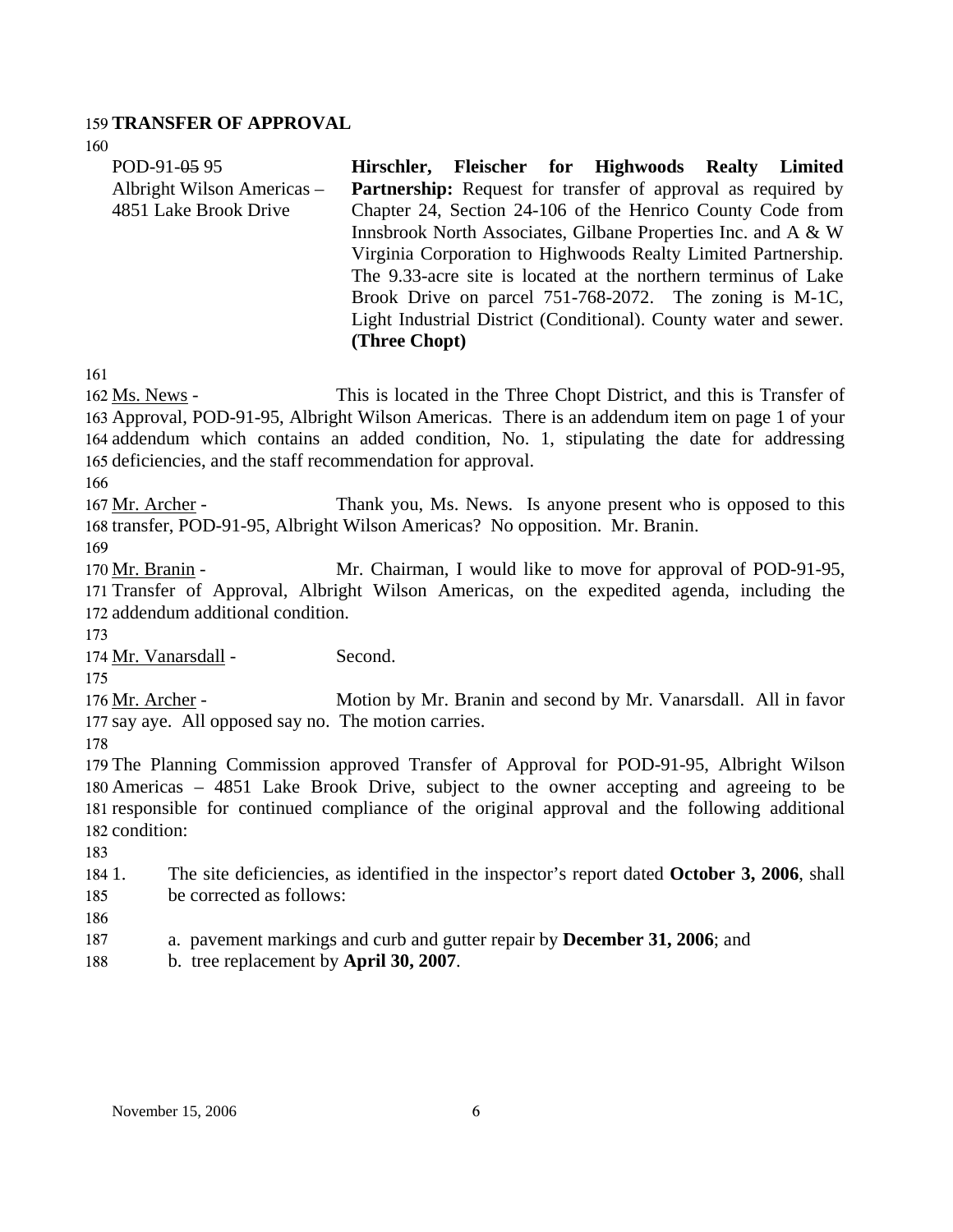## TRANSFER OF APPROVAL

| | |
|---|---|
| POD-91-~~05~~ 95<br>Albright Wilson Americas – 4851 Lake Brook Drive | **Hirschler, Fleischer for Highwoods Realty Limited Partnership:** Request for transfer of approval as required by Chapter 24, Section 24-106 of the Henrico County Code from Innsbrook North Associates, Gilbane Properties Inc. and A & W Virginia Corporation to Highwoods Realty Limited Partnership. The 9.33-acre site is located at the northern terminus of Lake Brook Drive on parcel 751-768-2072. The zoning is M-1C, Light Industrial District (Conditional). County water and sewer. **(Three Chopt)** |

Ms. News - This is located in the Three Chopt District, and this is Transfer of Approval, POD-91-95, Albright Wilson Americas. There is an addendum item on page 1 of your addendum which contains an added condition, No. 1, stipulating the date for addressing deficiencies, and the staff recommendation for approval.

Mr. Archer - Thank you, Ms. News. Is anyone present who is opposed to this transfer, POD-91-95, Albright Wilson Americas? No opposition. Mr. Branin.

Mr. Branin - Mr. Chairman, I would like to move for approval of POD-91-95, Transfer of Approval, Albright Wilson Americas, on the expedited agenda, including the addendum additional condition.

Mr. Vanarsdall - Second.

Mr. Archer - Motion by Mr. Branin and second by Mr. Vanarsdall. All in favor say aye. All opposed say no. The motion carries.

The Planning Commission approved Transfer of Approval for POD-91-95, Albright Wilson Americas – 4851 Lake Brook Drive, subject to the owner accepting and agreeing to be responsible for continued compliance of the original approval and the following additional condition:

1. The site deficiencies, as identified in the inspector's report dated **October 3, 2006**, shall be corrected as follows:

   a. pavement markings and curb and gutter repair by **December 31, 2006**; and
   b. tree replacement by **April 30, 2007**.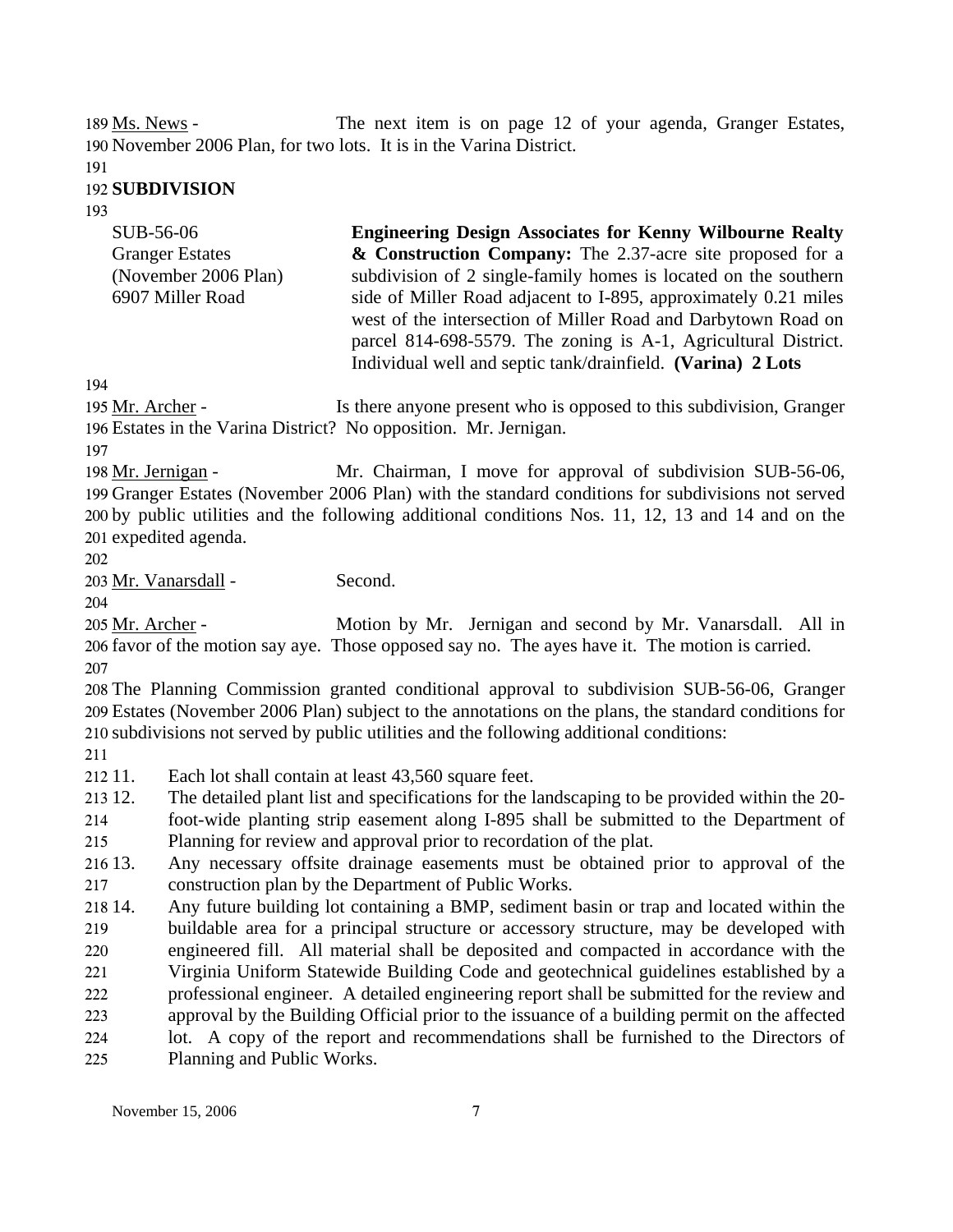Ms. News - The next item is on page 12 of your agenda, Granger Estates, November 2006 Plan, for two lots. It is in the Varina District.

## SUBDIVISION

| | |
|---|---|
| SUB-56-06<br>Granger Estates<br>(November 2006 Plan)<br>6907 Miller Road | **Engineering Design Associates for Kenny Wilbourne Realty & Construction Company:** The 2.37-acre site proposed for a subdivision of 2 single-family homes is located on the southern side of Miller Road adjacent to I-895, approximately 0.21 miles west of the intersection of Miller Road and Darbytown Road on parcel 814-698-5579. The zoning is A-1, Agricultural District. Individual well and septic tank/drainfield. **(Varina) 2 Lots** |

Mr. Archer - Is there anyone present who is opposed to this subdivision, Granger Estates in the Varina District? No opposition. Mr. Jernigan.

Mr. Jernigan - Mr. Chairman, I move for approval of subdivision SUB-56-06, Granger Estates (November 2006 Plan) with the standard conditions for subdivisions not served by public utilities and the following additional conditions Nos. 11, 12, 13 and 14 and on the expedited agenda.

Mr. Vanarsdall - Second.

Mr. Archer - Motion by Mr. Jernigan and second by Mr. Vanarsdall. All in favor of the motion say aye. Those opposed say no. The ayes have it. The motion is carried.

The Planning Commission granted conditional approval to subdivision SUB-56-06, Granger Estates (November 2006 Plan) subject to the annotations on the plans, the standard conditions for subdivisions not served by public utilities and the following additional conditions:

11. Each lot shall contain at least 43,560 square feet.
12. The detailed plant list and specifications for the landscaping to be provided within the 20-foot-wide planting strip easement along I-895 shall be submitted to the Department of Planning for review and approval prior to recordation of the plat.
13. Any necessary offsite drainage easements must be obtained prior to approval of the construction plan by the Department of Public Works.
14. Any future building lot containing a BMP, sediment basin or trap and located within the buildable area for a principal structure or accessory structure, may be developed with engineered fill. All material shall be deposited and compacted in accordance with the Virginia Uniform Statewide Building Code and geotechnical guidelines established by a professional engineer. A detailed engineering report shall be submitted for the review and approval by the Building Official prior to the issuance of a building permit on the affected lot. A copy of the report and recommendations shall be furnished to the Directors of Planning and Public Works.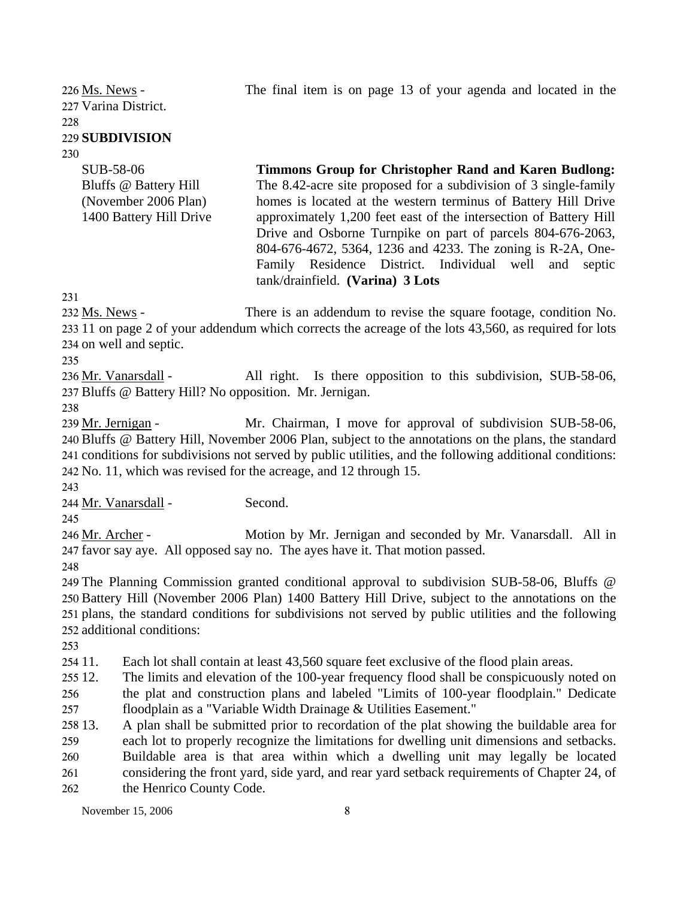Ms. News - The final item is on page 13 of your agenda and located in the Varina District.

**SUBDIVISION**

SUB-58-06
Bluffs @ Battery Hill
(November 2006 Plan)
1400 Battery Hill Drive

**Timmons Group for Christopher Rand and Karen Budlong:** The 8.42-acre site proposed for a subdivision of 3 single-family homes is located at the western terminus of Battery Hill Drive approximately 1,200 feet east of the intersection of Battery Hill Drive and Osborne Turnpike on part of parcels 804-676-2063, 804-676-4672, 5364, 1236 and 4233. The zoning is R-2A, One-Family Residence District. Individual well and septic tank/drainfield. **(Varina) 3 Lots**

Ms. News - There is an addendum to revise the square footage, condition No. 11 on page 2 of your addendum which corrects the acreage of the lots 43,560, as required for lots on well and septic.

Mr. Vanarsdall - All right. Is there opposition to this subdivision, SUB-58-06, Bluffs @ Battery Hill? No opposition. Mr. Jernigan.

Mr. Jernigan - Mr. Chairman, I move for approval of subdivision SUB-58-06, Bluffs @ Battery Hill, November 2006 Plan, subject to the annotations on the plans, the standard conditions for subdivisions not served by public utilities, and the following additional conditions: No. 11, which was revised for the acreage, and 12 through 15.

Mr. Vanarsdall - Second.

Mr. Archer - Motion by Mr. Jernigan and seconded by Mr. Vanarsdall. All in favor say aye. All opposed say no. The ayes have it. That motion passed.

The Planning Commission granted conditional approval to subdivision SUB-58-06, Bluffs @ Battery Hill (November 2006 Plan) 1400 Battery Hill Drive, subject to the annotations on the plans, the standard conditions for subdivisions not served by public utilities and the following additional conditions:

11. Each lot shall contain at least 43,560 square feet exclusive of the flood plain areas.
12. The limits and elevation of the 100-year frequency flood shall be conspicuously noted on the plat and construction plans and labeled "Limits of 100-year floodplain." Dedicate floodplain as a "Variable Width Drainage & Utilities Easement."
13. A plan shall be submitted prior to recordation of the plat showing the buildable area for each lot to properly recognize the limitations for dwelling unit dimensions and setbacks. Buildable area is that area within which a dwelling unit may legally be located considering the front yard, side yard, and rear yard setback requirements of Chapter 24, of the Henrico County Code.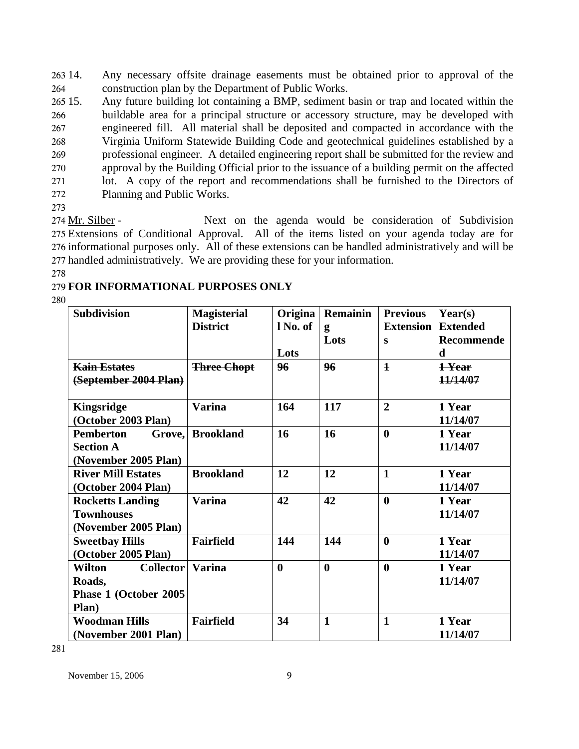14. Any necessary offsite drainage easements must be obtained prior to approval of the construction plan by the Department of Public Works.
15. Any future building lot containing a BMP, sediment basin or trap and located within the buildable area for a principal structure or accessory structure, may be developed with engineered fill. All material shall be deposited and compacted in accordance with the Virginia Uniform Statewide Building Code and geotechnical guidelines established by a professional engineer. A detailed engineering report shall be submitted for the review and approval by the Building Official prior to the issuance of a building permit on the affected lot. A copy of the report and recommendations shall be furnished to the Directors of Planning and Public Works.

Mr. Silber - Next on the agenda would be consideration of Subdivision Extensions of Conditional Approval. All of the items listed on your agenda today are for informational purposes only. All of these extensions can be handled administratively and will be handled administratively. We are providing these for your information.

**FOR INFORMATIONAL PURPOSES ONLY**

| Subdivision | Magisterial District | Original No. of Lots | Remaining Lots | Previous Extensions | Year(s) Extended Recommended |
|---|---|---|---|---|---|
| ~~Kain Estates (September 2004 Plan)~~ | ~~Three Chopt~~ | ~~96~~ | ~~96~~ | ~~1~~ | ~~1 Year 11/14/07~~ |
| **Kingsridge (October 2003 Plan)** | **Varina** | **164** | **117** | **2** | **1 Year 11/14/07** |
| **Pemberton Grove, Section A (November 2005 Plan)** | **Brookland** | **16** | **16** | **0** | **1 Year 11/14/07** |
| **River Mill Estates (October 2004 Plan)** | **Brookland** | **12** | **12** | **1** | **1 Year 11/14/07** |
| **Rocketts Landing Townhouses (November 2005 Plan)** | **Varina** | **42** | **42** | **0** | **1 Year 11/14/07** |
| **Sweetbay Hills (October 2005 Plan)** | **Fairfield** | **144** | **144** | **0** | **1 Year 11/14/07** |
| **Wilton Collector Roads, Phase 1 (October 2005 Plan)** | **Varina** | **0** | **0** | **0** | **1 Year 11/14/07** |
| **Woodman Hills (November 2001 Plan)** | **Fairfield** | **34** | **1** | **1** | **1 Year 11/14/07** |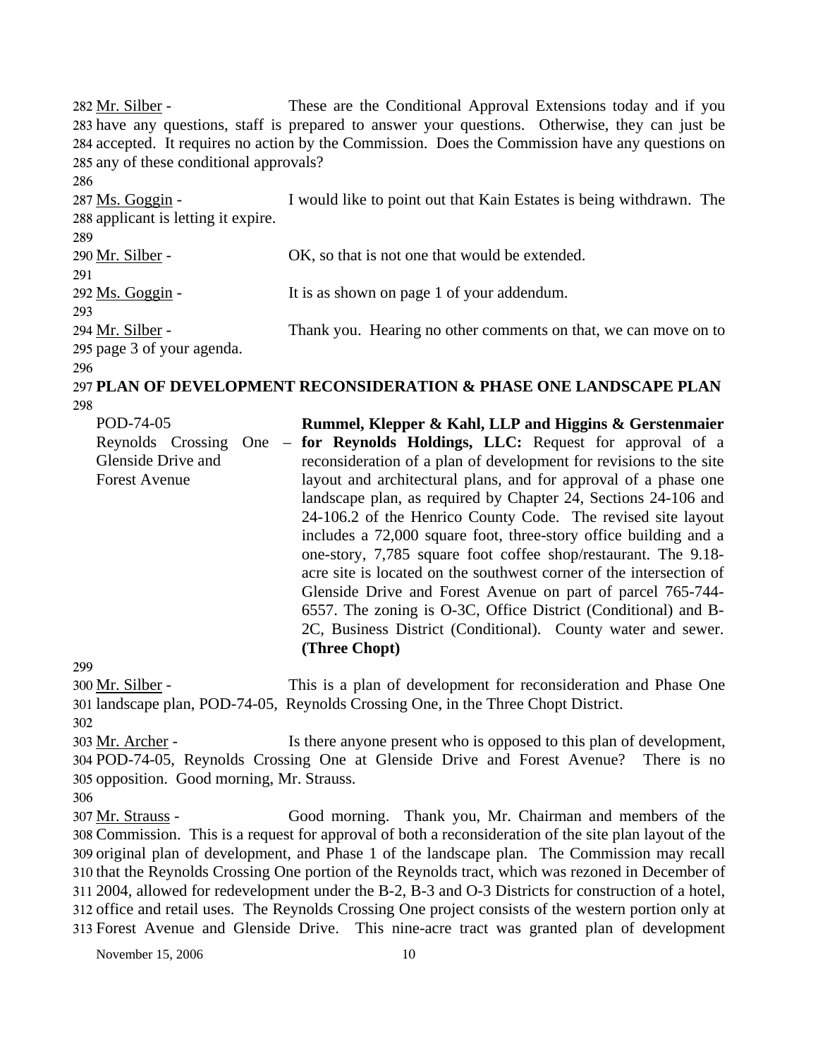Mr. Silber - These are the Conditional Approval Extensions today and if you have any questions, staff is prepared to answer your questions. Otherwise, they can just be accepted. It requires no action by the Commission. Does the Commission have any questions on any of these conditional approvals?

Ms. Goggin - I would like to point out that Kain Estates is being withdrawn. The applicant is letting it expire.

Mr. Silber - OK, so that is not one that would be extended.

Ms. Goggin - It is as shown on page 1 of your addendum.

Mr. Silber - Thank you. Hearing no other comments on that, we can move on to page 3 of your agenda.

**PLAN OF DEVELOPMENT RECONSIDERATION & PHASE ONE LANDSCAPE PLAN**

POD-74-05
Reynolds Crossing One – Glenside Drive and Forest Avenue

**Rummel, Klepper & Kahl, LLP and Higgins & Gerstenmaier for Reynolds Holdings, LLC:** Request for approval of a reconsideration of a plan of development for revisions to the site layout and architectural plans, and for approval of a phase one landscape plan, as required by Chapter 24, Sections 24-106 and 24-106.2 of the Henrico County Code. The revised site layout includes a 72,000 square foot, three-story office building and a one-story, 7,785 square foot coffee shop/restaurant. The 9.18-acre site is located on the southwest corner of the intersection of Glenside Drive and Forest Avenue on part of parcel 765-744-6557. The zoning is O-3C, Office District (Conditional) and B-2C, Business District (Conditional). County water and sewer. **(Three Chopt)**

Mr. Silber - This is a plan of development for reconsideration and Phase One landscape plan, POD-74-05, Reynolds Crossing One, in the Three Chopt District.

Mr. Archer - Is there anyone present who is opposed to this plan of development, POD-74-05, Reynolds Crossing One at Glenside Drive and Forest Avenue? There is no opposition. Good morning, Mr. Strauss.

Mr. Strauss - Good morning. Thank you, Mr. Chairman and members of the Commission. This is a request for approval of both a reconsideration of the site plan layout of the original plan of development, and Phase 1 of the landscape plan. The Commission may recall that the Reynolds Crossing One portion of the Reynolds tract, which was rezoned in December of 2004, allowed for redevelopment under the B-2, B-3 and O-3 Districts for construction of a hotel, office and retail uses. The Reynolds Crossing One project consists of the western portion only at Forest Avenue and Glenside Drive. This nine-acre tract was granted plan of development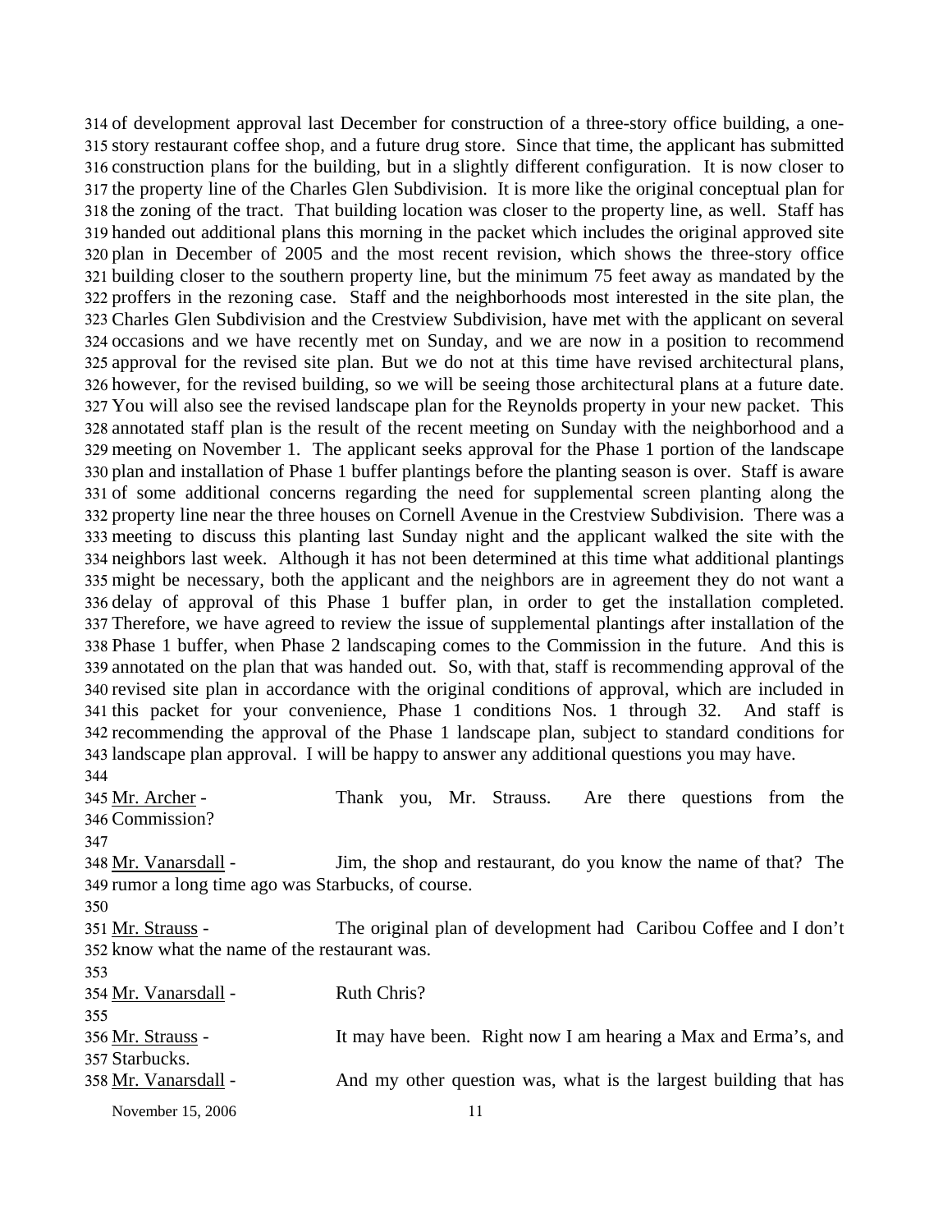of development approval last December for construction of a three-story office building, a one-story restaurant coffee shop, and a future drug store. Since that time, the applicant has submitted construction plans for the building, but in a slightly different configuration. It is now closer to the property line of the Charles Glen Subdivision. It is more like the original conceptual plan for the zoning of the tract. That building location was closer to the property line, as well. Staff has handed out additional plans this morning in the packet which includes the original approved site plan in December of 2005 and the most recent revision, which shows the three-story office building closer to the southern property line, but the minimum 75 feet away as mandated by the proffers in the rezoning case. Staff and the neighborhoods most interested in the site plan, the Charles Glen Subdivision and the Crestview Subdivision, have met with the applicant on several occasions and we have recently met on Sunday, and we are now in a position to recommend approval for the revised site plan. But we do not at this time have revised architectural plans, however, for the revised building, so we will be seeing those architectural plans at a future date. You will also see the revised landscape plan for the Reynolds property in your new packet. This annotated staff plan is the result of the recent meeting on Sunday with the neighborhood and a meeting on November 1. The applicant seeks approval for the Phase 1 portion of the landscape plan and installation of Phase 1 buffer plantings before the planting season is over. Staff is aware of some additional concerns regarding the need for supplemental screen planting along the property line near the three houses on Cornell Avenue in the Crestview Subdivision. There was a meeting to discuss this planting last Sunday night and the applicant walked the site with the neighbors last week. Although it has not been determined at this time what additional plantings might be necessary, both the applicant and the neighbors are in agreement they do not want a delay of approval of this Phase 1 buffer plan, in order to get the installation completed. Therefore, we have agreed to review the issue of supplemental plantings after installation of the Phase 1 buffer, when Phase 2 landscaping comes to the Commission in the future. And this is annotated on the plan that was handed out. So, with that, staff is recommending approval of the revised site plan in accordance with the original conditions of approval, which are included in this packet for your convenience, Phase 1 conditions Nos. 1 through 32. And staff is recommending the approval of the Phase 1 landscape plan, subject to standard conditions for landscape plan approval. I will be happy to answer any additional questions you may have.

Mr. Archer - Thank you, Mr. Strauss. Are there questions from the Commission?

Mr. Vanarsdall - Jim, the shop and restaurant, do you know the name of that? The rumor a long time ago was Starbucks, of course.

Mr. Strauss - The original plan of development had Caribou Coffee and I don't know what the name of the restaurant was.

Mr. Vanarsdall - Ruth Chris?

Mr. Strauss - It may have been. Right now I am hearing a Max and Erma's, and Starbucks.

Mr. Vanarsdall - And my other question was, what is the largest building that has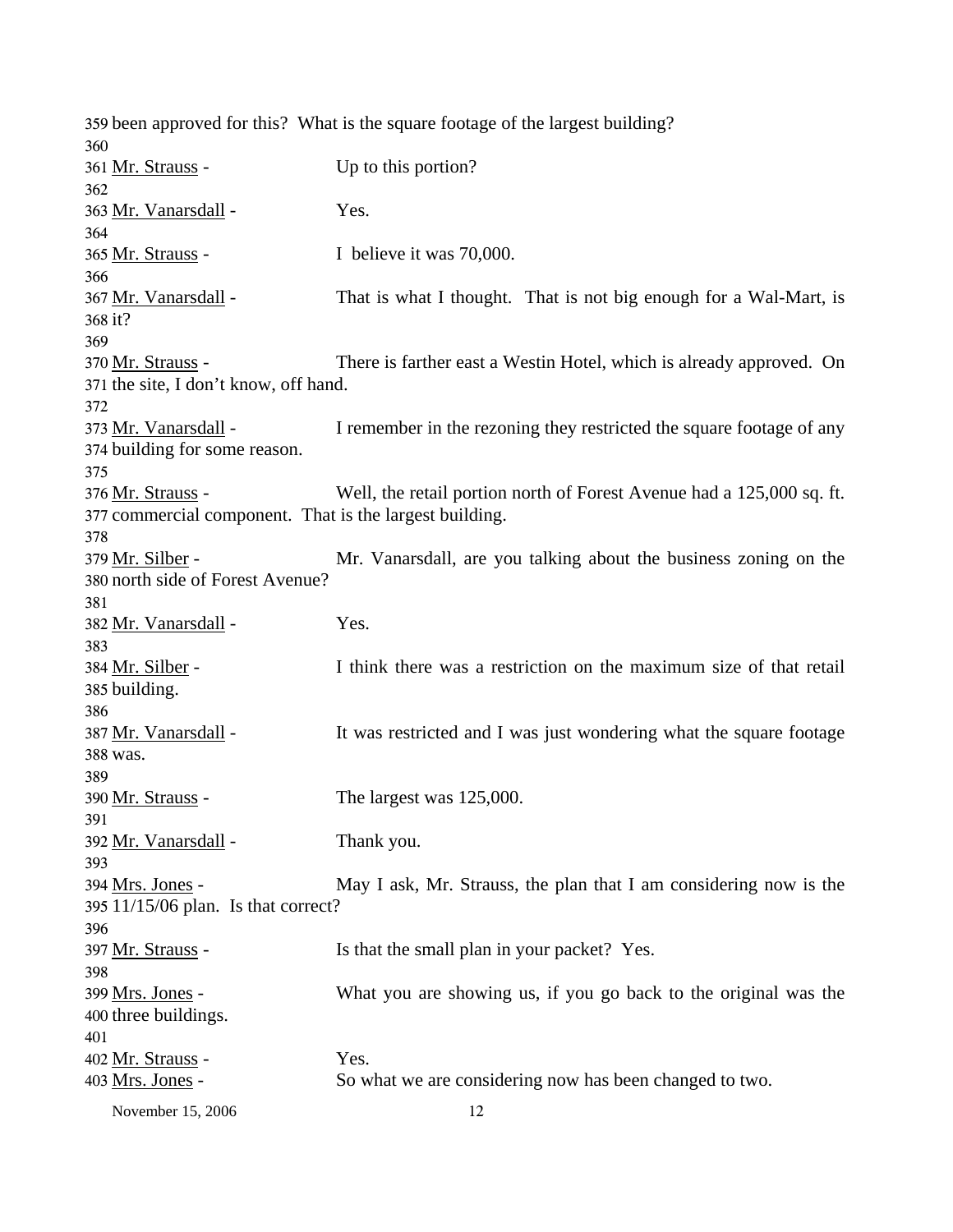359 been approved for this? What is the square footage of the largest building?
360
361 Mr. Strauss - Up to this portion?
362
363 Mr. Vanarsdall - Yes.
364
365 Mr. Strauss - I believe it was 70,000.
366
367 Mr. Vanarsdall - That is what I thought. That is not big enough for a Wal-Mart, is
368 it?
369
370 Mr. Strauss - There is farther east a Westin Hotel, which is already approved. On
371 the site, I don't know, off hand.
372
373 Mr. Vanarsdall - I remember in the rezoning they restricted the square footage of any
374 building for some reason.
375
376 Mr. Strauss - Well, the retail portion north of Forest Avenue had a 125,000 sq. ft.
377 commercial component. That is the largest building.
378
379 Mr. Silber - Mr. Vanarsdall, are you talking about the business zoning on the
380 north side of Forest Avenue?
381
382 Mr. Vanarsdall - Yes.
383
384 Mr. Silber - I think there was a restriction on the maximum size of that retail
385 building.
386
387 Mr. Vanarsdall - It was restricted and I was just wondering what the square footage
388 was.
389
390 Mr. Strauss - The largest was 125,000.
391
392 Mr. Vanarsdall - Thank you.
393
394 Mrs. Jones - May I ask, Mr. Strauss, the plan that I am considering now is the
395 11/15/06 plan. Is that correct?
396
397 Mr. Strauss - Is that the small plan in your packet? Yes.
398
399 Mrs. Jones - What you are showing us, if you go back to the original was the
400 three buildings.
401
402 Mr. Strauss - Yes.
403 Mrs. Jones - So what we are considering now has been changed to two.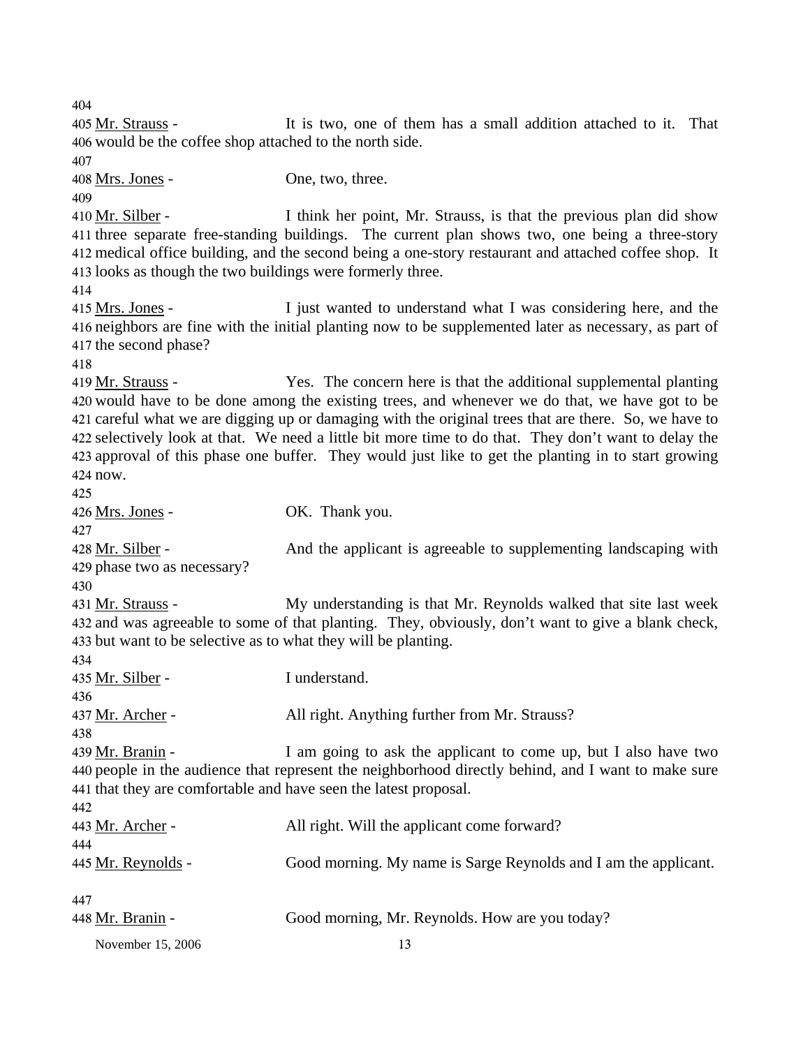Mr. Strauss - It is two, one of them has a small addition attached to it. That would be the coffee shop attached to the north side.

Mrs. Jones - One, two, three.

Mr. Silber - I think her point, Mr. Strauss, is that the previous plan did show three separate free-standing buildings. The current plan shows two, one being a three-story medical office building, and the second being a one-story restaurant and attached coffee shop. It looks as though the two buildings were formerly three.

Mrs. Jones - I just wanted to understand what I was considering here, and the neighbors are fine with the initial planting now to be supplemented later as necessary, as part of the second phase?

Mr. Strauss - Yes. The concern here is that the additional supplemental planting would have to be done among the existing trees, and whenever we do that, we have got to be careful what we are digging up or damaging with the original trees that are there. So, we have to selectively look at that. We need a little bit more time to do that. They don't want to delay the approval of this phase one buffer. They would just like to get the planting in to start growing now.

Mrs. Jones - OK. Thank you.

Mr. Silber - And the applicant is agreeable to supplementing landscaping with phase two as necessary?

Mr. Strauss - My understanding is that Mr. Reynolds walked that site last week and was agreeable to some of that planting. They, obviously, don't want to give a blank check, but want to be selective as to what they will be planting.

Mr. Silber - I understand.

Mr. Archer - All right. Anything further from Mr. Strauss?

Mr. Branin - I am going to ask the applicant to come up, but I also have two people in the audience that represent the neighborhood directly behind, and I want to make sure that they are comfortable and have seen the latest proposal.

Mr. Archer - All right. Will the applicant come forward?

Mr. Reynolds - Good morning. My name is Sarge Reynolds and I am the applicant.

Mr. Branin - Good morning, Mr. Reynolds. How are you today?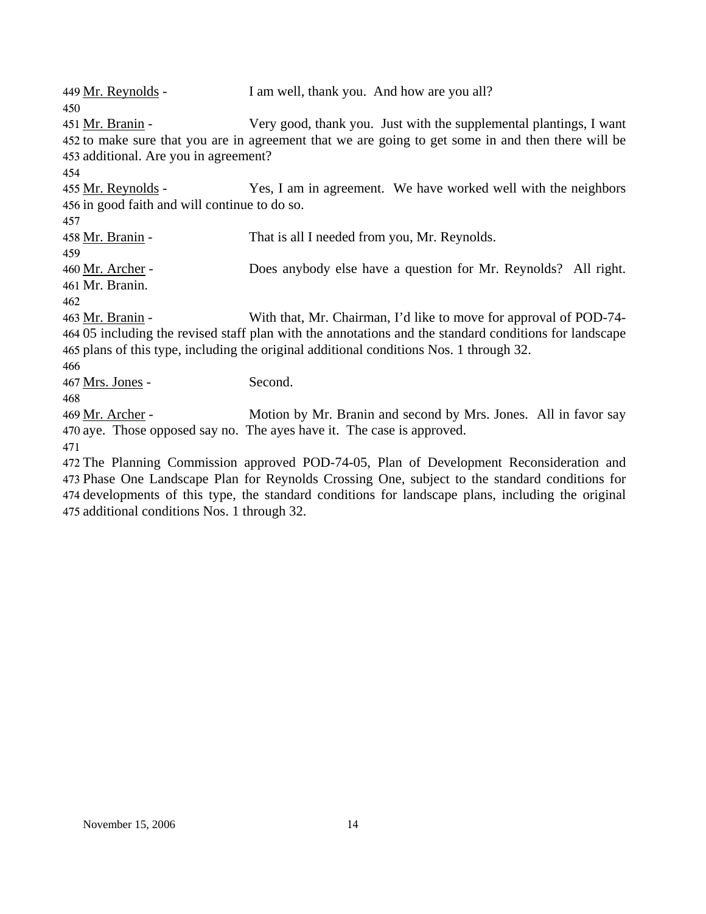Mr. Reynolds - I am well, thank you. And how are you all?

Mr. Branin - Very good, thank you. Just with the supplemental plantings, I want to make sure that you are in agreement that we are going to get some in and then there will be additional. Are you in agreement?

Mr. Reynolds - Yes, I am in agreement. We have worked well with the neighbors in good faith and will continue to do so.

Mr. Branin - That is all I needed from you, Mr. Reynolds.

Mr. Archer - Does anybody else have a question for Mr. Reynolds? All right. Mr. Branin.

Mr. Branin - With that, Mr. Chairman, I'd like to move for approval of POD-74-05 including the revised staff plan with the annotations and the standard conditions for landscape plans of this type, including the original additional conditions Nos. 1 through 32.

Mrs. Jones - Second.

Mr. Archer - Motion by Mr. Branin and second by Mrs. Jones. All in favor say aye. Those opposed say no. The ayes have it. The case is approved.

The Planning Commission approved POD-74-05, Plan of Development Reconsideration and Phase One Landscape Plan for Reynolds Crossing One, subject to the standard conditions for developments of this type, the standard conditions for landscape plans, including the original additional conditions Nos. 1 through 32.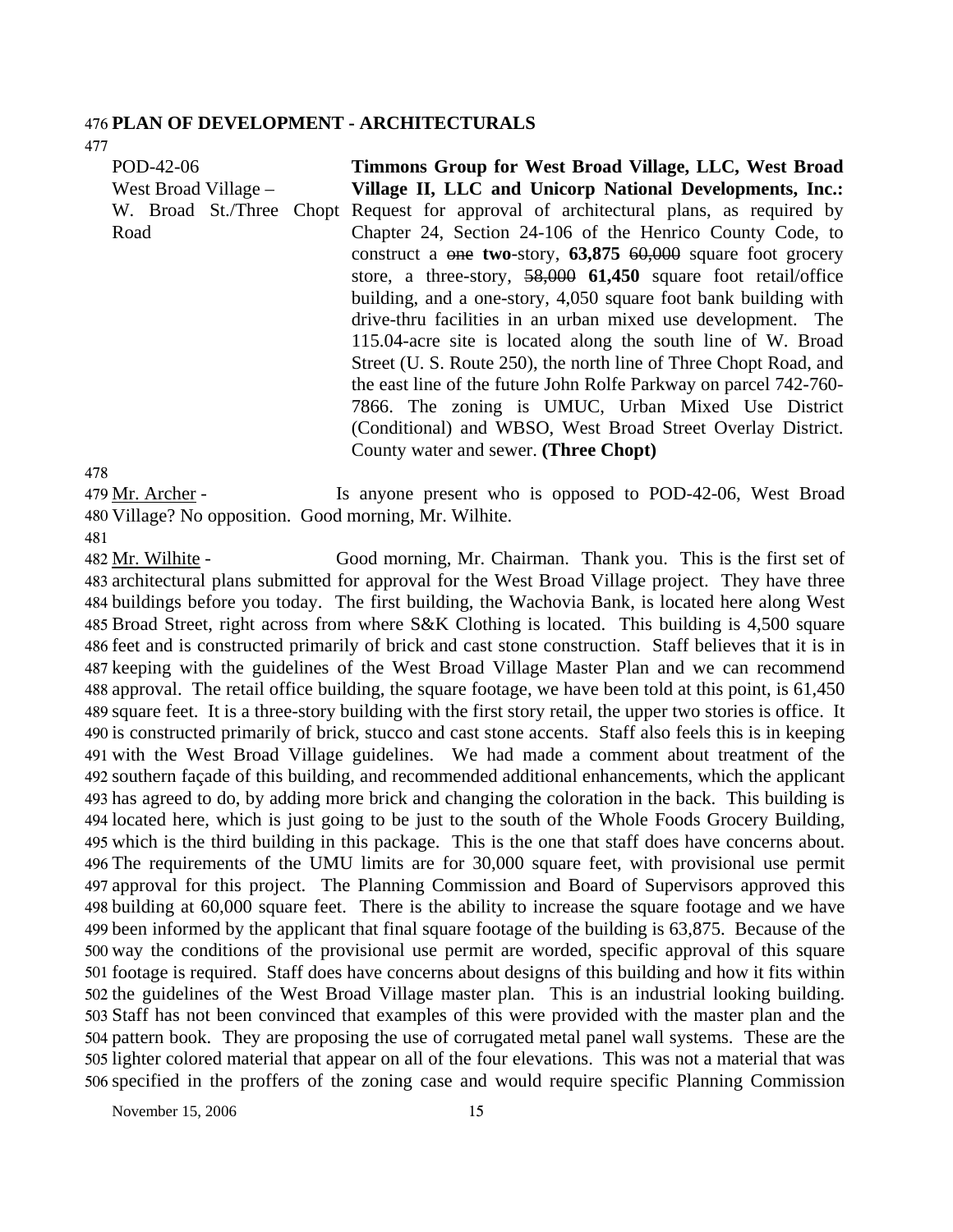## PLAN OF DEVELOPMENT - ARCHITECTURALS

| | |
|---|---|
| POD-42-06<br>West Broad Village –<br>W. Broad St./Three Chopt Road | **Timmons Group for West Broad Village, LLC, West Broad Village II, LLC and Unicorp National Developments, Inc.:** Request for approval of architectural plans, as required by Chapter 24, Section 24-106 of the Henrico County Code, to construct a ~~one~~ **two**-story, **63,875** ~~60,000~~ square foot grocery store, a three-story, ~~58,000~~ **61,450** square foot retail/office building, and a one-story, 4,050 square foot bank building with drive-thru facilities in an urban mixed use development. The 115.04-acre site is located along the south line of W. Broad Street (U. S. Route 250), the north line of Three Chopt Road, and the east line of the future John Rolfe Parkway on parcel 742-760-7866. The zoning is UMUC, Urban Mixed Use District (Conditional) and WBSO, West Broad Street Overlay District. County water and sewer. **(Three Chopt)** |

Mr. Archer - Is anyone present who is opposed to POD-42-06, West Broad Village? No opposition. Good morning, Mr. Wilhite.

Mr. Wilhite - Good morning, Mr. Chairman. Thank you. This is the first set of architectural plans submitted for approval for the West Broad Village project. They have three buildings before you today. The first building, the Wachovia Bank, is located here along West Broad Street, right across from where S&K Clothing is located. This building is 4,500 square feet and is constructed primarily of brick and cast stone construction. Staff believes that it is in keeping with the guidelines of the West Broad Village Master Plan and we can recommend approval. The retail office building, the square footage, we have been told at this point, is 61,450 square feet. It is a three-story building with the first story retail, the upper two stories is office. It is constructed primarily of brick, stucco and cast stone accents. Staff also feels this is in keeping with the West Broad Village guidelines. We had made a comment about treatment of the southern façade of this building, and recommended additional enhancements, which the applicant has agreed to do, by adding more brick and changing the coloration in the back. This building is located here, which is just going to be just to the south of the Whole Foods Grocery Building, which is the third building in this package. This is the one that staff does have concerns about. The requirements of the UMU limits are for 30,000 square feet, with provisional use permit approval for this project. The Planning Commission and Board of Supervisors approved this building at 60,000 square feet. There is the ability to increase the square footage and we have been informed by the applicant that final square footage of the building is 63,875. Because of the way the conditions of the provisional use permit are worded, specific approval of this square footage is required. Staff does have concerns about designs of this building and how it fits within the guidelines of the West Broad Village master plan. This is an industrial looking building. Staff has not been convinced that examples of this were provided with the master plan and the pattern book. They are proposing the use of corrugated metal panel wall systems. These are the lighter colored material that appear on all of the four elevations. This was not a material that was specified in the proffers of the zoning case and would require specific Planning Commission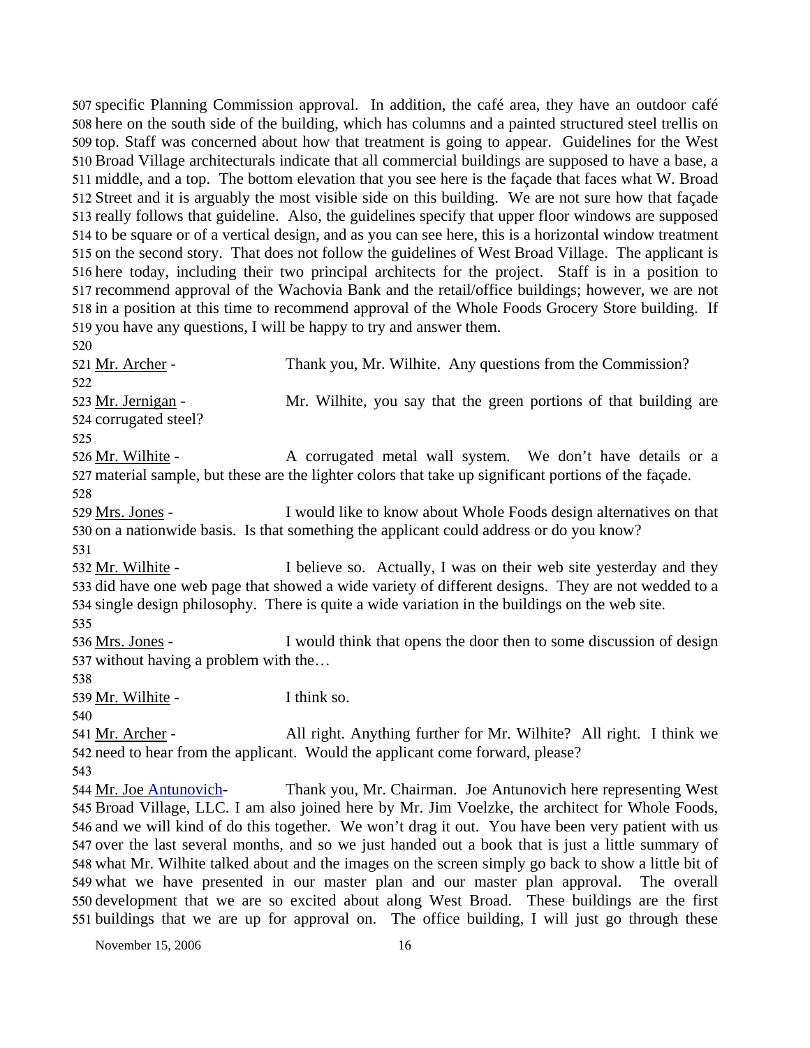507 specific Planning Commission approval. In addition, the café area, they have an outdoor café 508 here on the south side of the building, which has columns and a painted structured steel trellis on 509 top. Staff was concerned about how that treatment is going to appear. Guidelines for the West 510 Broad Village architecturals indicate that all commercial buildings are supposed to have a base, a 511 middle, and a top. The bottom elevation that you see here is the façade that faces what W. Broad 512 Street and it is arguably the most visible side on this building. We are not sure how that façade 513 really follows that guideline. Also, the guidelines specify that upper floor windows are supposed 514 to be square or of a vertical design, and as you can see here, this is a horizontal window treatment 515 on the second story. That does not follow the guidelines of West Broad Village. The applicant is 516 here today, including their two principal architects for the project. Staff is in a position to 517 recommend approval of the Wachovia Bank and the retail/office buildings; however, we are not 518 in a position at this time to recommend approval of the Whole Foods Grocery Store building. If 519 you have any questions, I will be happy to try and answer them.

520

521 Mr. Archer - Thank you, Mr. Wilhite. Any questions from the Commission?

522

523 Mr. Jernigan - Mr. Wilhite, you say that the green portions of that building are 524 corrugated steel?

525

526 Mr. Wilhite - A corrugated metal wall system. We don't have details or a 527 material sample, but these are the lighter colors that take up significant portions of the façade.

528

529 Mrs. Jones - I would like to know about Whole Foods design alternatives on that 530 on a nationwide basis. Is that something the applicant could address or do you know?

531

532 Mr. Wilhite - I believe so. Actually, I was on their web site yesterday and they 533 did have one web page that showed a wide variety of different designs. They are not wedded to a 534 single design philosophy. There is quite a wide variation in the buildings on the web site.

535

536 Mrs. Jones - I would think that opens the door then to some discussion of design 537 without having a problem with the…

538

539 Mr. Wilhite - I think so.

540

541 Mr. Archer - All right. Anything further for Mr. Wilhite? All right. I think we 542 need to hear from the applicant. Would the applicant come forward, please?

543

544 Mr. Joe Antunovich- Thank you, Mr. Chairman. Joe Antunovich here representing West 545 Broad Village, LLC. I am also joined here by Mr. Jim Voelzke, the architect for Whole Foods, 546 and we will kind of do this together. We won't drag it out. You have been very patient with us 547 over the last several months, and so we just handed out a book that is just a little summary of 548 what Mr. Wilhite talked about and the images on the screen simply go back to show a little bit of 549 what we have presented in our master plan and our master plan approval. The overall 550 development that we are so excited about along West Broad. These buildings are the first 551 buildings that we are up for approval on. The office building, I will just go through these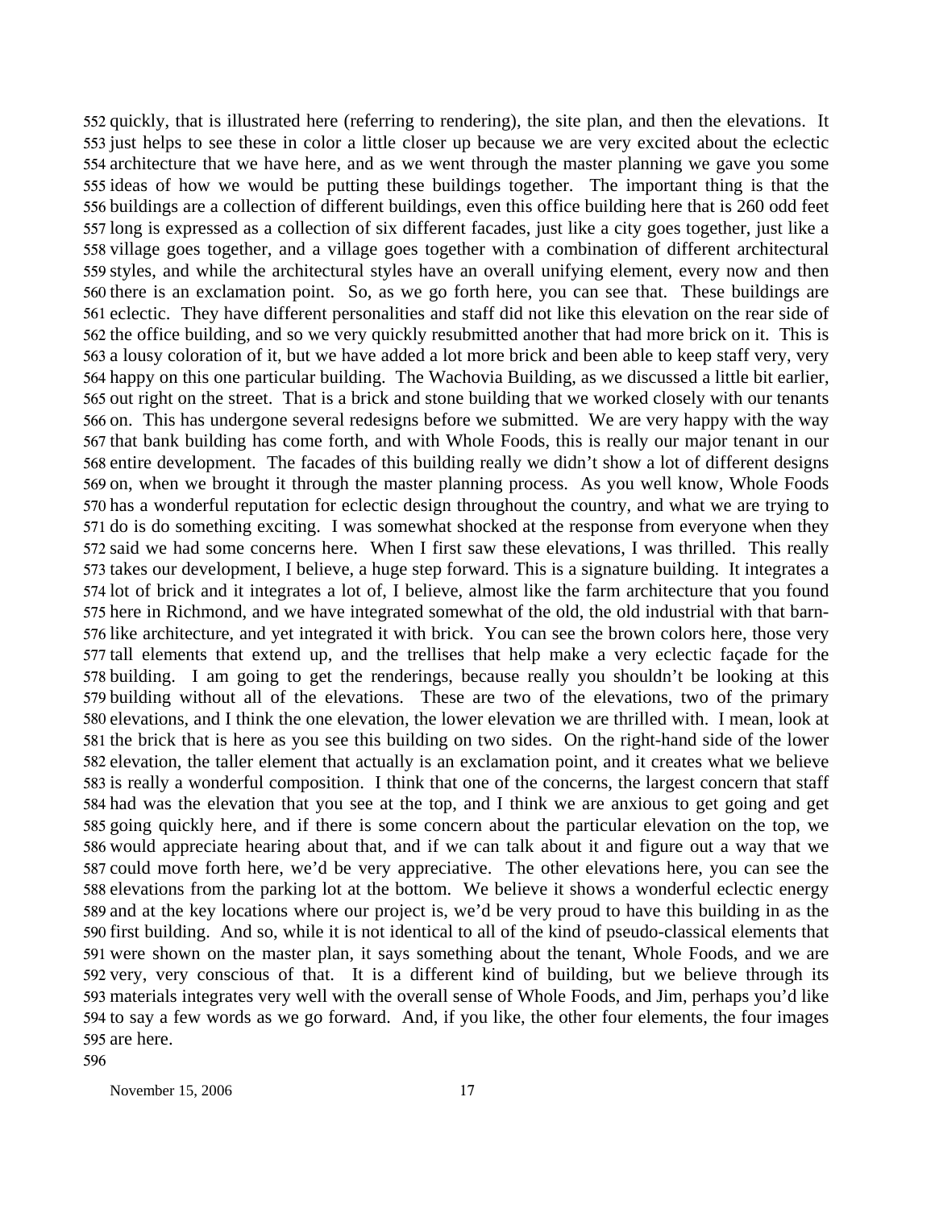quickly, that is illustrated here (referring to rendering), the site plan, and then the elevations. It just helps to see these in color a little closer up because we are very excited about the eclectic architecture that we have here, and as we went through the master planning we gave you some ideas of how we would be putting these buildings together. The important thing is that the buildings are a collection of different buildings, even this office building here that is 260 odd feet long is expressed as a collection of six different facades, just like a city goes together, just like a village goes together, and a village goes together with a combination of different architectural styles, and while the architectural styles have an overall unifying element, every now and then there is an exclamation point. So, as we go forth here, you can see that. These buildings are eclectic. They have different personalities and staff did not like this elevation on the rear side of the office building, and so we very quickly resubmitted another that had more brick on it. This is a lousy coloration of it, but we have added a lot more brick and been able to keep staff very, very happy on this one particular building. The Wachovia Building, as we discussed a little bit earlier, out right on the street. That is a brick and stone building that we worked closely with our tenants on. This has undergone several redesigns before we submitted. We are very happy with the way that bank building has come forth, and with Whole Foods, this is really our major tenant in our entire development. The facades of this building really we didn't show a lot of different designs on, when we brought it through the master planning process. As you well know, Whole Foods has a wonderful reputation for eclectic design throughout the country, and what we are trying to do is do something exciting. I was somewhat shocked at the response from everyone when they said we had some concerns here. When I first saw these elevations, I was thrilled. This really takes our development, I believe, a huge step forward. This is a signature building. It integrates a lot of brick and it integrates a lot of, I believe, almost like the farm architecture that you found here in Richmond, and we have integrated somewhat of the old, the old industrial with that barn-like architecture, and yet integrated it with brick. You can see the brown colors here, those very tall elements that extend up, and the trellises that help make a very eclectic façade for the building. I am going to get the renderings, because really you shouldn't be looking at this building without all of the elevations. These are two of the elevations, two of the primary elevations, and I think the one elevation, the lower elevation we are thrilled with. I mean, look at the brick that is here as you see this building on two sides. On the right-hand side of the lower elevation, the taller element that actually is an exclamation point, and it creates what we believe is really a wonderful composition. I think that one of the concerns, the largest concern that staff had was the elevation that you see at the top, and I think we are anxious to get going and get going quickly here, and if there is some concern about the particular elevation on the top, we would appreciate hearing about that, and if we can talk about it and figure out a way that we could move forth here, we'd be very appreciative. The other elevations here, you can see the elevations from the parking lot at the bottom. We believe it shows a wonderful eclectic energy and at the key locations where our project is, we'd be very proud to have this building in as the first building. And so, while it is not identical to all of the kind of pseudo-classical elements that were shown on the master plan, it says something about the tenant, Whole Foods, and we are very, very conscious of that. It is a different kind of building, but we believe through its materials integrates very well with the overall sense of Whole Foods, and Jim, perhaps you'd like to say a few words as we go forward. And, if you like, the other four elements, the four images are here.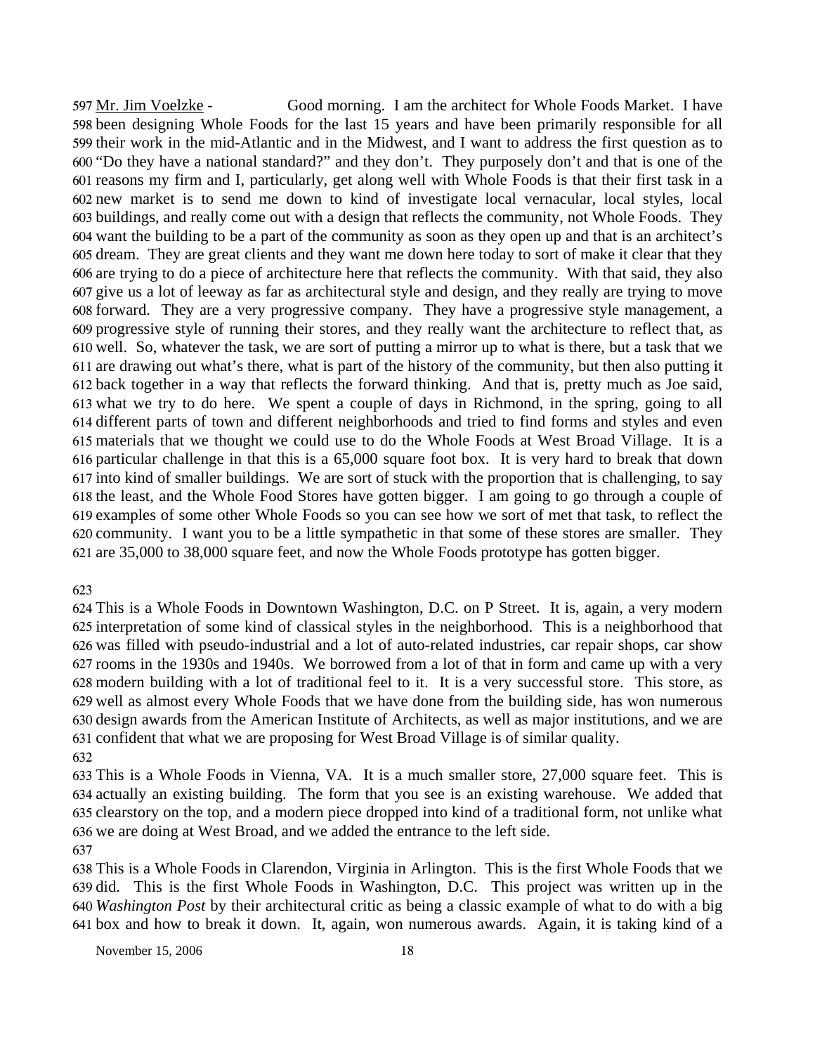Mr. Jim Voelzke - Good morning. I am the architect for Whole Foods Market. I have been designing Whole Foods for the last 15 years and have been primarily responsible for all their work in the mid-Atlantic and in the Midwest, and I want to address the first question as to "Do they have a national standard?" and they don't. They purposely don't and that is one of the reasons my firm and I, particularly, get along well with Whole Foods is that their first task in a new market is to send me down to kind of investigate local vernacular, local styles, local buildings, and really come out with a design that reflects the community, not Whole Foods. They want the building to be a part of the community as soon as they open up and that is an architect's dream. They are great clients and they want me down here today to sort of make it clear that they are trying to do a piece of architecture here that reflects the community. With that said, they also give us a lot of leeway as far as architectural style and design, and they really are trying to move forward. They are a very progressive company. They have a progressive style management, a progressive style of running their stores, and they really want the architecture to reflect that, as well. So, whatever the task, we are sort of putting a mirror up to what is there, but a task that we are drawing out what's there, what is part of the history of the community, but then also putting it back together in a way that reflects the forward thinking. And that is, pretty much as Joe said, what we try to do here. We spent a couple of days in Richmond, in the spring, going to all different parts of town and different neighborhoods and tried to find forms and styles and even materials that we thought we could use to do the Whole Foods at West Broad Village. It is a particular challenge in that this is a 65,000 square foot box. It is very hard to break that down into kind of smaller buildings. We are sort of stuck with the proportion that is challenging, to say the least, and the Whole Food Stores have gotten bigger. I am going to go through a couple of examples of some other Whole Foods so you can see how we sort of met that task, to reflect the community. I want you to be a little sympathetic in that some of these stores are smaller. They are 35,000 to 38,000 square feet, and now the Whole Foods prototype has gotten bigger.

This is a Whole Foods in Downtown Washington, D.C. on P Street. It is, again, a very modern interpretation of some kind of classical styles in the neighborhood. This is a neighborhood that was filled with pseudo-industrial and a lot of auto-related industries, car repair shops, car show rooms in the 1930s and 1940s. We borrowed from a lot of that in form and came up with a very modern building with a lot of traditional feel to it. It is a very successful store. This store, as well as almost every Whole Foods that we have done from the building side, has won numerous design awards from the American Institute of Architects, as well as major institutions, and we are confident that what we are proposing for West Broad Village is of similar quality.

This is a Whole Foods in Vienna, VA. It is a much smaller store, 27,000 square feet. This is actually an existing building. The form that you see is an existing warehouse. We added that clearstory on the top, and a modern piece dropped into kind of a traditional form, not unlike what we are doing at West Broad, and we added the entrance to the left side.

This is a Whole Foods in Clarendon, Virginia in Arlington. This is the first Whole Foods that we did. This is the first Whole Foods in Washington, D.C. This project was written up in the *Washington Post* by their architectural critic as being a classic example of what to do with a big box and how to break it down. It, again, won numerous awards. Again, it is taking kind of a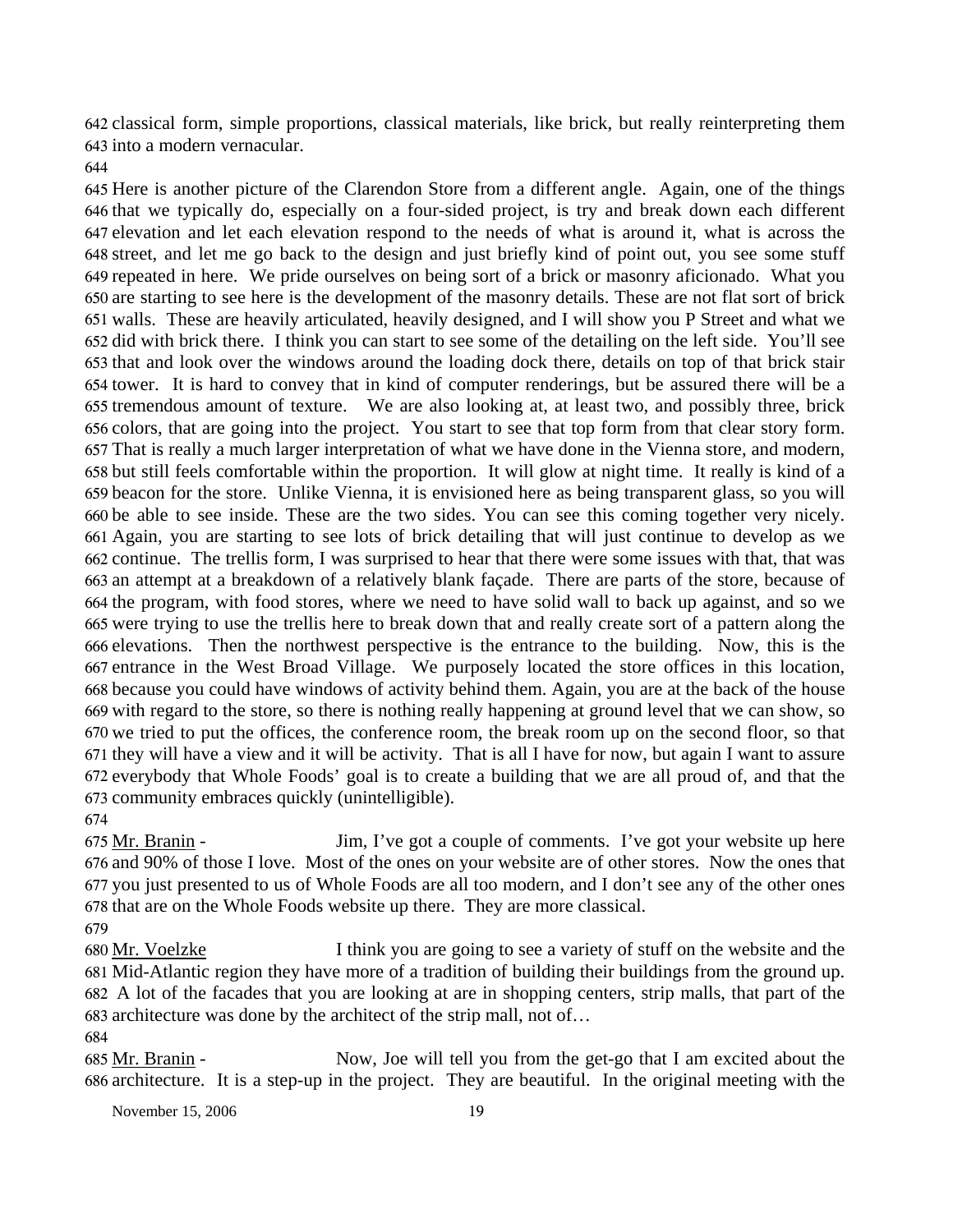642 classical form, simple proportions, classical materials, like brick, but really reinterpreting them
643 into a modern vernacular.
644
645 Here is another picture of the Clarendon Store from a different angle. Again, one of the things
646 that we typically do, especially on a four-sided project, is try and break down each different
647 elevation and let each elevation respond to the needs of what is around it, what is across the
648 street, and let me go back to the design and just briefly kind of point out, you see some stuff
649 repeated in here. We pride ourselves on being sort of a brick or masonry aficionado. What you
650 are starting to see here is the development of the masonry details. These are not flat sort of brick
651 walls. These are heavily articulated, heavily designed, and I will show you P Street and what we
652 did with brick there. I think you can start to see some of the detailing on the left side. You'll see
653 that and look over the windows around the loading dock there, details on top of that brick stair
654 tower. It is hard to convey that in kind of computer renderings, but be assured there will be a
655 tremendous amount of texture. We are also looking at, at least two, and possibly three, brick
656 colors, that are going into the project. You start to see that top form from that clear story form.
657 That is really a much larger interpretation of what we have done in the Vienna store, and modern,
658 but still feels comfortable within the proportion. It will glow at night time. It really is kind of a
659 beacon for the store. Unlike Vienna, it is envisioned here as being transparent glass, so you will
660 be able to see inside. These are the two sides. You can see this coming together very nicely.
661 Again, you are starting to see lots of brick detailing that will just continue to develop as we
662 continue. The trellis form, I was surprised to hear that there were some issues with that, that was
663 an attempt at a breakdown of a relatively blank façade. There are parts of the store, because of
664 the program, with food stores, where we need to have solid wall to back up against, and so we
665 were trying to use the trellis here to break down that and really create sort of a pattern along the
666 elevations. Then the northwest perspective is the entrance to the building. Now, this is the
667 entrance in the West Broad Village. We purposely located the store offices in this location,
668 because you could have windows of activity behind them. Again, you are at the back of the house
669 with regard to the store, so there is nothing really happening at ground level that we can show, so
670 we tried to put the offices, the conference room, the break room up on the second floor, so that
671 they will have a view and it will be activity. That is all I have for now, but again I want to assure
672 everybody that Whole Foods' goal is to create a building that we are all proud of, and that the
673 community embraces quickly (unintelligible).
674
675 Mr. Branin - Jim, I've got a couple of comments. I've got your website up here
676 and 90% of those I love. Most of the ones on your website are of other stores. Now the ones that
677 you just presented to us of Whole Foods are all too modern, and I don't see any of the other ones
678 that are on the Whole Foods website up there. They are more classical.
679
680 Mr. Voelzke I think you are going to see a variety of stuff on the website and the
681 Mid-Atlantic region they have more of a tradition of building their buildings from the ground up.
682 A lot of the facades that you are looking at are in shopping centers, strip malls, that part of the
683 architecture was done by the architect of the strip mall, not of…
684
685 Mr. Branin - Now, Joe will tell you from the get-go that I am excited about the
686 architecture. It is a step-up in the project. They are beautiful. In the original meeting with the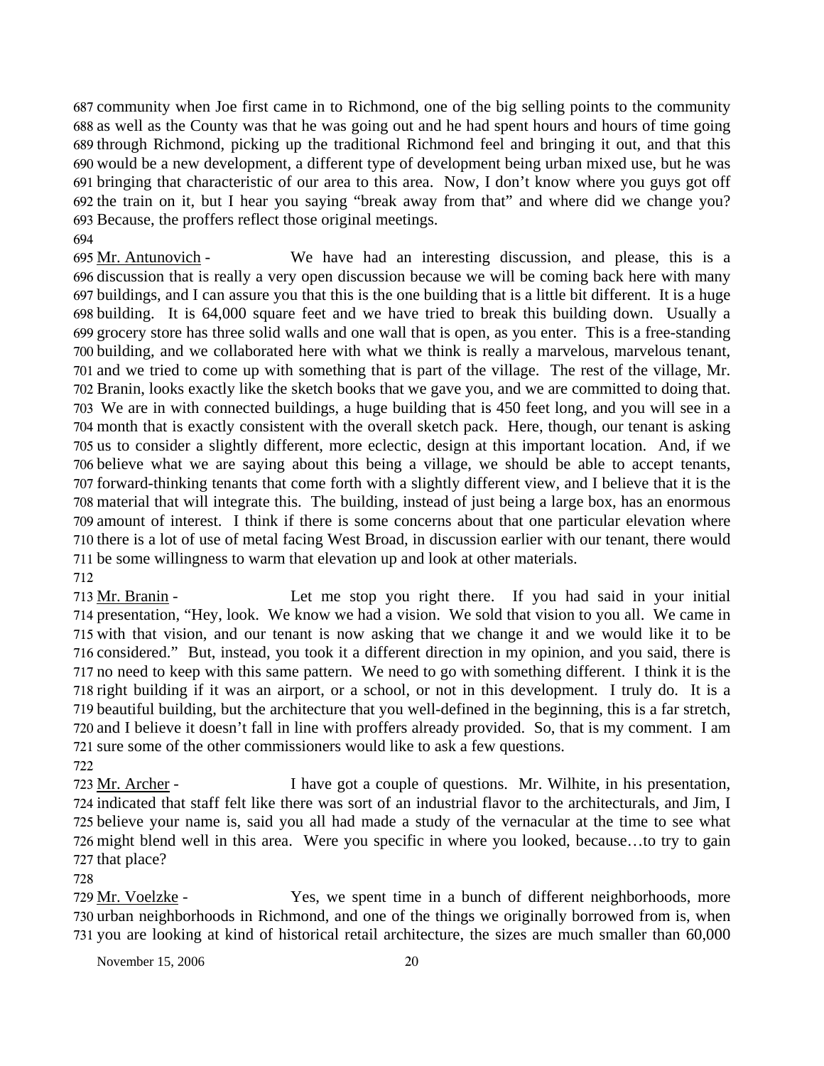community when Joe first came in to Richmond, one of the big selling points to the community as well as the County was that he was going out and he had spent hours and hours of time going through Richmond, picking up the traditional Richmond feel and bringing it out, and that this would be a new development, a different type of development being urban mixed use, but he was bringing that characteristic of our area to this area. Now, I don't know where you guys got off the train on it, but I hear you saying "break away from that" and where did we change you? Because, the proffers reflect those original meetings.

Mr. Antunovich - We have had an interesting discussion, and please, this is a discussion that is really a very open discussion because we will be coming back here with many buildings, and I can assure you that this is the one building that is a little bit different. It is a huge building. It is 64,000 square feet and we have tried to break this building down. Usually a grocery store has three solid walls and one wall that is open, as you enter. This is a free-standing building, and we collaborated here with what we think is really a marvelous, marvelous tenant, and we tried to come up with something that is part of the village. The rest of the village, Mr. Branin, looks exactly like the sketch books that we gave you, and we are committed to doing that. We are in with connected buildings, a huge building that is 450 feet long, and you will see in a month that is exactly consistent with the overall sketch pack. Here, though, our tenant is asking us to consider a slightly different, more eclectic, design at this important location. And, if we believe what we are saying about this being a village, we should be able to accept tenants, forward-thinking tenants that come forth with a slightly different view, and I believe that it is the material that will integrate this. The building, instead of just being a large box, has an enormous amount of interest. I think if there is some concerns about that one particular elevation where there is a lot of use of metal facing West Broad, in discussion earlier with our tenant, there would be some willingness to warm that elevation up and look at other materials.

Mr. Branin - Let me stop you right there. If you had said in your initial presentation, "Hey, look. We know we had a vision. We sold that vision to you all. We came in with that vision, and our tenant is now asking that we change it and we would like it to be considered." But, instead, you took it a different direction in my opinion, and you said, there is no need to keep with this same pattern. We need to go with something different. I think it is the right building if it was an airport, or a school, or not in this development. I truly do. It is a beautiful building, but the architecture that you well-defined in the beginning, this is a far stretch, and I believe it doesn't fall in line with proffers already provided. So, that is my comment. I am sure some of the other commissioners would like to ask a few questions.

Mr. Archer - I have got a couple of questions. Mr. Wilhite, in his presentation, indicated that staff felt like there was sort of an industrial flavor to the architecturals, and Jim, I believe your name is, said you all had made a study of the vernacular at the time to see what might blend well in this area. Were you specific in where you looked, because…to try to gain that place?

Mr. Voelzke - Yes, we spent time in a bunch of different neighborhoods, more urban neighborhoods in Richmond, and one of the things we originally borrowed from is, when you are looking at kind of historical retail architecture, the sizes are much smaller than 60,000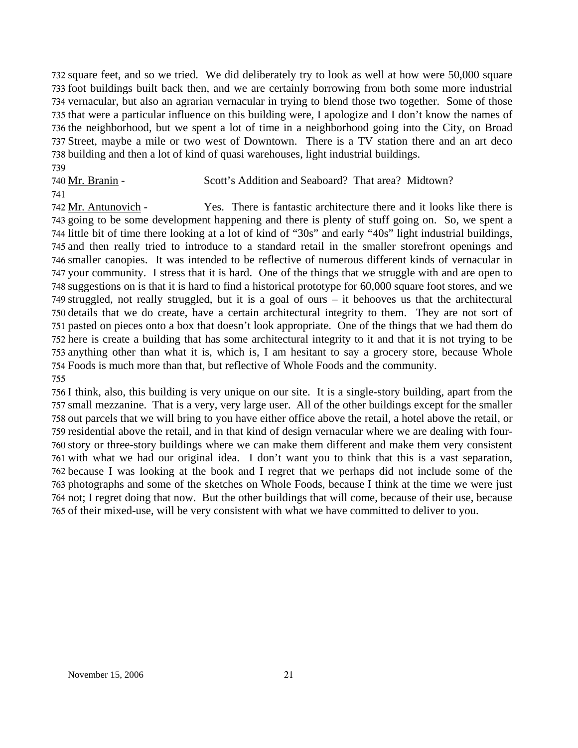732 square feet, and so we tried. We did deliberately try to look as well at how were 50,000 square
733 foot buildings built back then, and we are certainly borrowing from both some more industrial
734 vernacular, but also an agrarian vernacular in trying to blend those two together. Some of those
735 that were a particular influence on this building were, I apologize and I don't know the names of
736 the neighborhood, but we spent a lot of time in a neighborhood going into the City, on Broad
737 Street, maybe a mile or two west of Downtown. There is a TV station there and an art deco
738 building and then a lot of kind of quasi warehouses, light industrial buildings.
739
740 Mr. Branin - Scott's Addition and Seaboard? That area? Midtown?
741
742 Mr. Antunovich - Yes. There is fantastic architecture there and it looks like there is
743 going to be some development happening and there is plenty of stuff going on. So, we spent a
744 little bit of time there looking at a lot of kind of "30s" and early "40s" light industrial buildings,
745 and then really tried to introduce to a standard retail in the smaller storefront openings and
746 smaller canopies. It was intended to be reflective of numerous different kinds of vernacular in
747 your community. I stress that it is hard. One of the things that we struggle with and are open to
748 suggestions on is that it is hard to find a historical prototype for 60,000 square foot stores, and we
749 struggled, not really struggled, but it is a goal of ours – it behooves us that the architectural
750 details that we do create, have a certain architectural integrity to them. They are not sort of
751 pasted on pieces onto a box that doesn't look appropriate. One of the things that we had them do
752 here is create a building that has some architectural integrity to it and that it is not trying to be
753 anything other than what it is, which is, I am hesitant to say a grocery store, because Whole
754 Foods is much more than that, but reflective of Whole Foods and the community.
755
756 I think, also, this building is very unique on our site. It is a single-story building, apart from the
757 small mezzanine. That is a very, very large user. All of the other buildings except for the smaller
758 out parcels that we will bring to you have either office above the retail, a hotel above the retail, or
759 residential above the retail, and in that kind of design vernacular where we are dealing with four-
760 story or three-story buildings where we can make them different and make them very consistent
761 with what we had our original idea. I don't want you to think that this is a vast separation,
762 because I was looking at the book and I regret that we perhaps did not include some of the
763 photographs and some of the sketches on Whole Foods, because I think at the time we were just
764 not; I regret doing that now. But the other buildings that will come, because of their use, because
765 of their mixed-use, will be very consistent with what we have committed to deliver to you.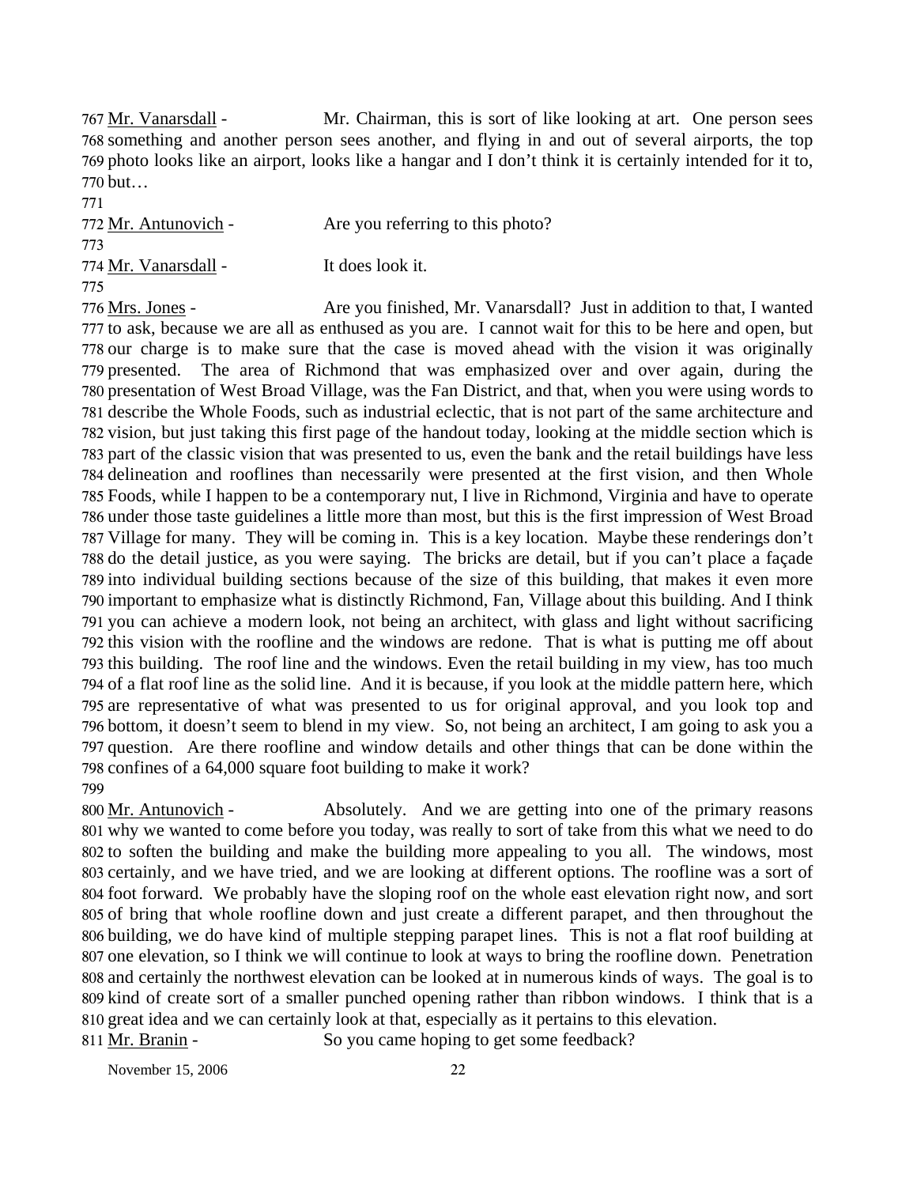767 Mr. Vanarsdall - Mr. Chairman, this is sort of like looking at art. One person sees 768 something and another person sees another, and flying in and out of several airports, the top 769 photo looks like an airport, looks like a hangar and I don't think it is certainly intended for it to, 770 but…

771

772 Mr. Antunovich - Are you referring to this photo?

773

774 Mr. Vanarsdall - It does look it.

775

776 Mrs. Jones - Are you finished, Mr. Vanarsdall? Just in addition to that, I wanted 777 to ask, because we are all as enthused as you are. I cannot wait for this to be here and open, but 778 our charge is to make sure that the case is moved ahead with the vision it was originally 779 presented. The area of Richmond that was emphasized over and over again, during the 780 presentation of West Broad Village, was the Fan District, and that, when you were using words to 781 describe the Whole Foods, such as industrial eclectic, that is not part of the same architecture and 782 vision, but just taking this first page of the handout today, looking at the middle section which is 783 part of the classic vision that was presented to us, even the bank and the retail buildings have less 784 delineation and rooflines than necessarily were presented at the first vision, and then Whole 785 Foods, while I happen to be a contemporary nut, I live in Richmond, Virginia and have to operate 786 under those taste guidelines a little more than most, but this is the first impression of West Broad 787 Village for many. They will be coming in. This is a key location. Maybe these renderings don't 788 do the detail justice, as you were saying. The bricks are detail, but if you can't place a façade 789 into individual building sections because of the size of this building, that makes it even more 790 important to emphasize what is distinctly Richmond, Fan, Village about this building. And I think 791 you can achieve a modern look, not being an architect, with glass and light without sacrificing 792 this vision with the roofline and the windows are redone. That is what is putting me off about 793 this building. The roof line and the windows. Even the retail building in my view, has too much 794 of a flat roof line as the solid line. And it is because, if you look at the middle pattern here, which 795 are representative of what was presented to us for original approval, and you look top and 796 bottom, it doesn't seem to blend in my view. So, not being an architect, I am going to ask you a 797 question. Are there roofline and window details and other things that can be done within the 798 confines of a 64,000 square foot building to make it work?

799

800 Mr. Antunovich - Absolutely. And we are getting into one of the primary reasons 801 why we wanted to come before you today, was really to sort of take from this what we need to do 802 to soften the building and make the building more appealing to you all. The windows, most 803 certainly, and we have tried, and we are looking at different options. The roofline was a sort of 804 foot forward. We probably have the sloping roof on the whole east elevation right now, and sort 805 of bring that whole roofline down and just create a different parapet, and then throughout the 806 building, we do have kind of multiple stepping parapet lines. This is not a flat roof building at 807 one elevation, so I think we will continue to look at ways to bring the roofline down. Penetration 808 and certainly the northwest elevation can be looked at in numerous kinds of ways. The goal is to 809 kind of create sort of a smaller punched opening rather than ribbon windows. I think that is a 810 great idea and we can certainly look at that, especially as it pertains to this elevation.

811 Mr. Branin - So you came hoping to get some feedback?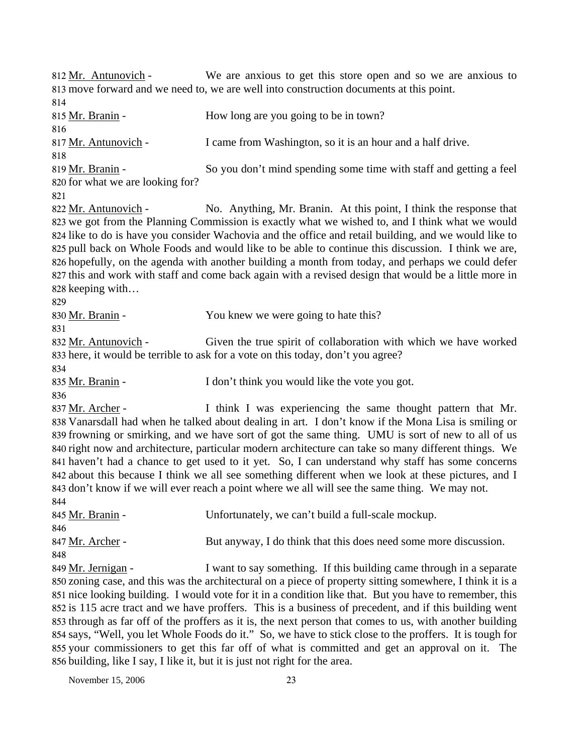812 Mr. Antunovich - We are anxious to get this store open and so we are anxious to 813 move forward and we need to, we are well into construction documents at this point.

814

815 Mr. Branin - How long are you going to be in town?

816

817 Mr. Antunovich - I came from Washington, so it is an hour and a half drive.

818

819 Mr. Branin - So you don't mind spending some time with staff and getting a feel 820 for what we are looking for?

821

822 Mr. Antunovich - No. Anything, Mr. Branin. At this point, I think the response that 823 we got from the Planning Commission is exactly what we wished to, and I think what we would 824 like to do is have you consider Wachovia and the office and retail building, and we would like to 825 pull back on Whole Foods and would like to be able to continue this discussion. I think we are, 826 hopefully, on the agenda with another building a month from today, and perhaps we could defer 827 this and work with staff and come back again with a revised design that would be a little more in 828 keeping with…

829

830 Mr. Branin - You knew we were going to hate this?

831

832 Mr. Antunovich - Given the true spirit of collaboration with which we have worked 833 here, it would be terrible to ask for a vote on this today, don't you agree?

834

835 Mr. Branin - I don't think you would like the vote you got.

836

837 Mr. Archer - I think I was experiencing the same thought pattern that Mr. 838 Vanarsdall had when he talked about dealing in art. I don't know if the Mona Lisa is smiling or 839 frowning or smirking, and we have sort of got the same thing. UMU is sort of new to all of us 840 right now and architecture, particular modern architecture can take so many different things. We 841 haven't had a chance to get used to it yet. So, I can understand why staff has some concerns 842 about this because I think we all see something different when we look at these pictures, and I 843 don't know if we will ever reach a point where we all will see the same thing. We may not.

844

845 Mr. Branin - Unfortunately, we can't build a full-scale mockup.

846

847 Mr. Archer - But anyway, I do think that this does need some more discussion.

848

849 Mr. Jernigan - I want to say something. If this building came through in a separate 850 zoning case, and this was the architectural on a piece of property sitting somewhere, I think it is a 851 nice looking building. I would vote for it in a condition like that. But you have to remember, this 852 is 115 acre tract and we have proffers. This is a business of precedent, and if this building went 853 through as far off of the proffers as it is, the next person that comes to us, with another building 854 says, "Well, you let Whole Foods do it." So, we have to stick close to the proffers. It is tough for 855 your commissioners to get this far off of what is committed and get an approval on it. The 856 building, like I say, I like it, but it is just not right for the area.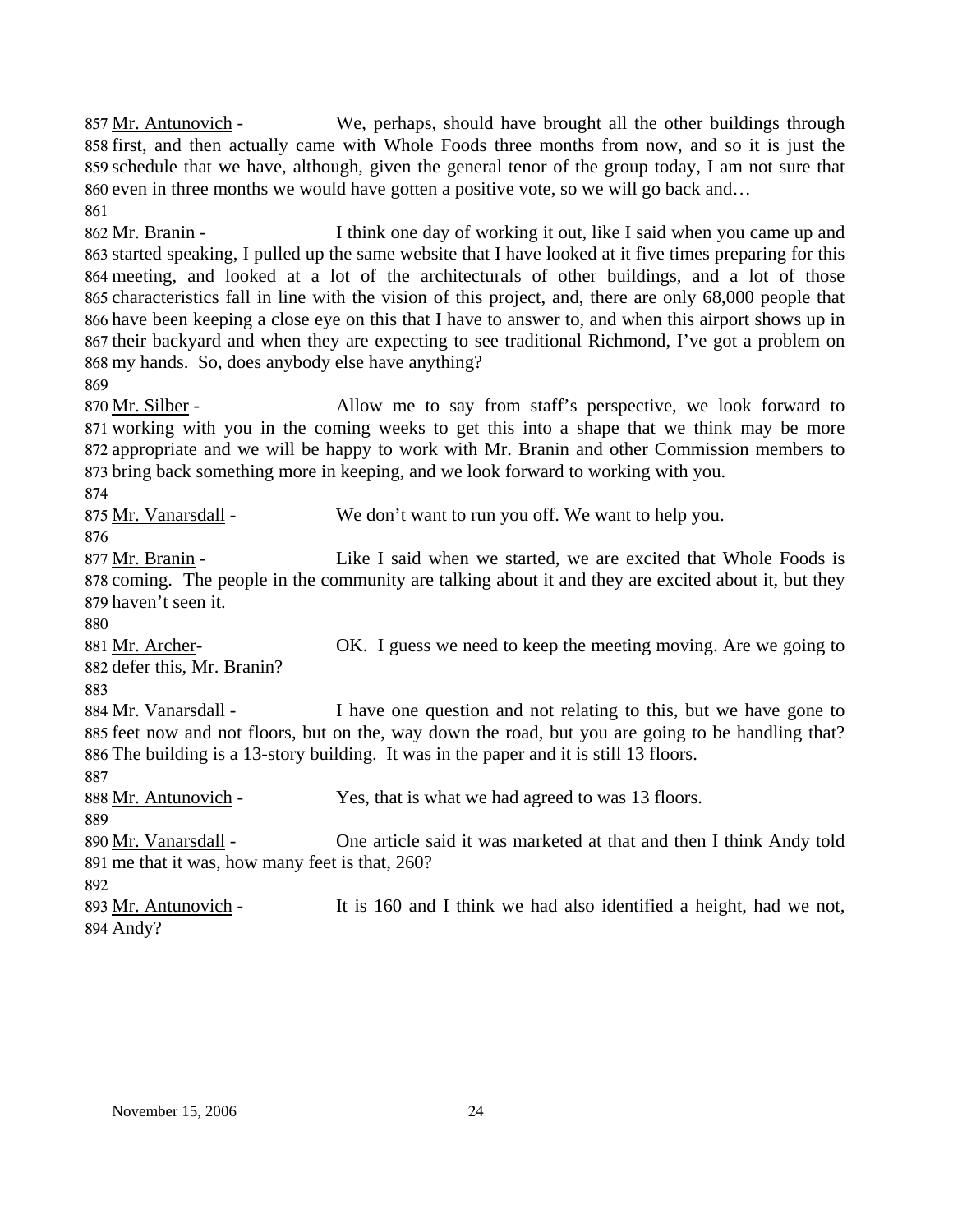857 Mr. Antunovich - We, perhaps, should have brought all the other buildings through 858 first, and then actually came with Whole Foods three months from now, and so it is just the 859 schedule that we have, although, given the general tenor of the group today, I am not sure that 860 even in three months we would have gotten a positive vote, so we will go back and…

861

862 Mr. Branin - I think one day of working it out, like I said when you came up and 863 started speaking, I pulled up the same website that I have looked at it five times preparing for this 864 meeting, and looked at a lot of the architecturals of other buildings, and a lot of those 865 characteristics fall in line with the vision of this project, and, there are only 68,000 people that 866 have been keeping a close eye on this that I have to answer to, and when this airport shows up in 867 their backyard and when they are expecting to see traditional Richmond, I've got a problem on 868 my hands. So, does anybody else have anything?

869

870 Mr. Silber - Allow me to say from staff's perspective, we look forward to 871 working with you in the coming weeks to get this into a shape that we think may be more 872 appropriate and we will be happy to work with Mr. Branin and other Commission members to 873 bring back something more in keeping, and we look forward to working with you.

874

875 Mr. Vanarsdall - We don't want to run you off. We want to help you.

876

877 Mr. Branin - Like I said when we started, we are excited that Whole Foods is 878 coming. The people in the community are talking about it and they are excited about it, but they 879 haven't seen it.

880

881 Mr. Archer- OK. I guess we need to keep the meeting moving. Are we going to 882 defer this, Mr. Branin?

883

884 Mr. Vanarsdall - I have one question and not relating to this, but we have gone to 885 feet now and not floors, but on the, way down the road, but you are going to be handling that? 886 The building is a 13-story building. It was in the paper and it is still 13 floors.

887

888 Mr. Antunovich - Yes, that is what we had agreed to was 13 floors.

889

890 Mr. Vanarsdall - One article said it was marketed at that and then I think Andy told 891 me that it was, how many feet is that, 260?

892

893 Mr. Antunovich - It is 160 and I think we had also identified a height, had we not, 894 Andy?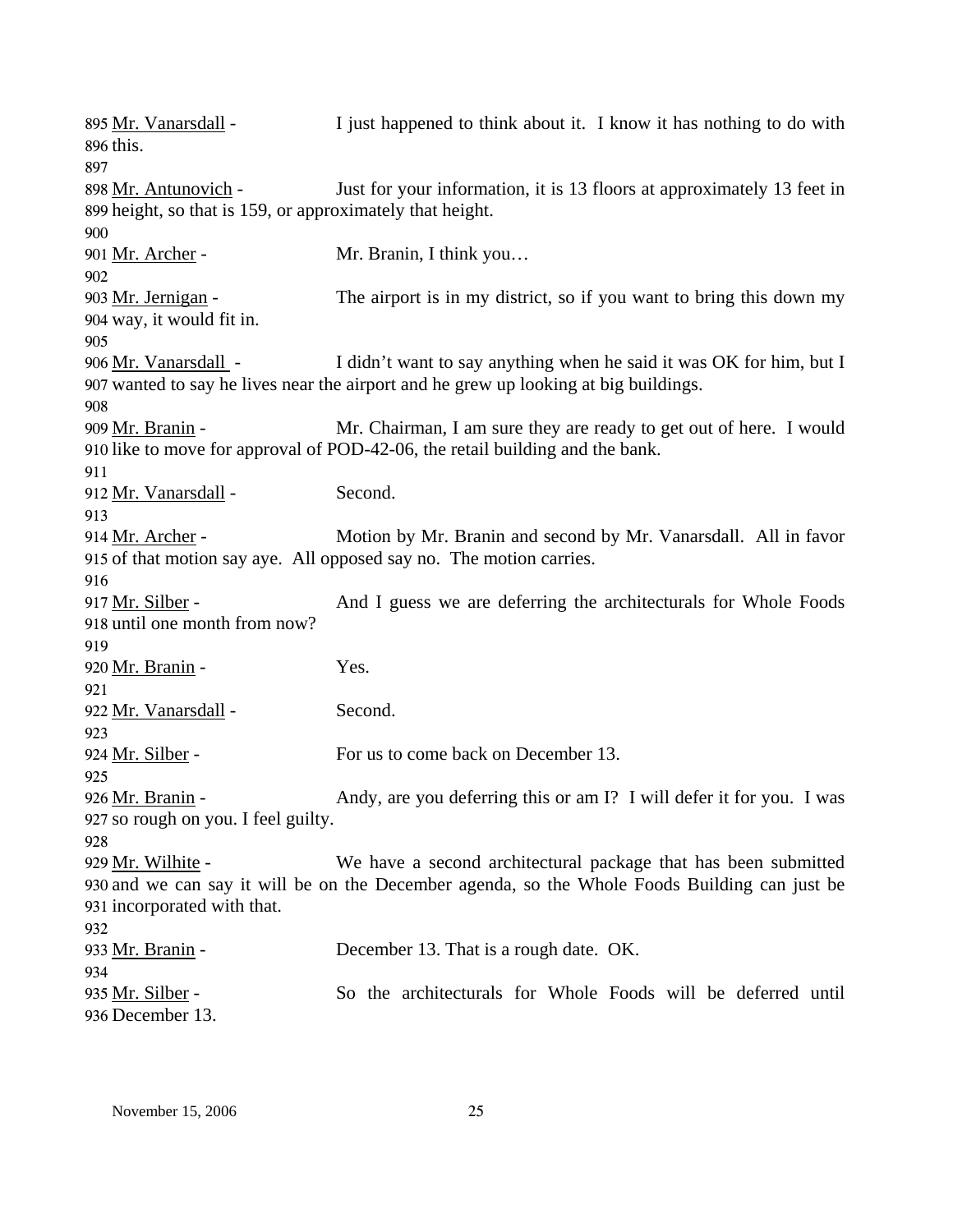895 Mr. Vanarsdall - I just happened to think about it. I know it has nothing to do with
896 this.
897
898 Mr. Antunovich - Just for your information, it is 13 floors at approximately 13 feet in
899 height, so that is 159, or approximately that height.
900
901 Mr. Archer - Mr. Branin, I think you…
902
903 Mr. Jernigan - The airport is in my district, so if you want to bring this down my
904 way, it would fit in.
905
906 Mr. Vanarsdall - I didn't want to say anything when he said it was OK for him, but I
907 wanted to say he lives near the airport and he grew up looking at big buildings.
908
909 Mr. Branin - Mr. Chairman, I am sure they are ready to get out of here. I would
910 like to move for approval of POD-42-06, the retail building and the bank.
911
912 Mr. Vanarsdall - Second.
913
914 Mr. Archer - Motion by Mr. Branin and second by Mr. Vanarsdall. All in favor
915 of that motion say aye. All opposed say no. The motion carries.
916
917 Mr. Silber - And I guess we are deferring the architecturals for Whole Foods
918 until one month from now?
919
920 Mr. Branin - Yes.
921
922 Mr. Vanarsdall - Second.
923
924 Mr. Silber - For us to come back on December 13.
925
926 Mr. Branin - Andy, are you deferring this or am I? I will defer it for you. I was
927 so rough on you. I feel guilty.
928
929 Mr. Wilhite - We have a second architectural package that has been submitted
930 and we can say it will be on the December agenda, so the Whole Foods Building can just be
931 incorporated with that.
932
933 Mr. Branin - December 13. That is a rough date. OK.
934
935 Mr. Silber - So the architecturals for Whole Foods will be deferred until
936 December 13.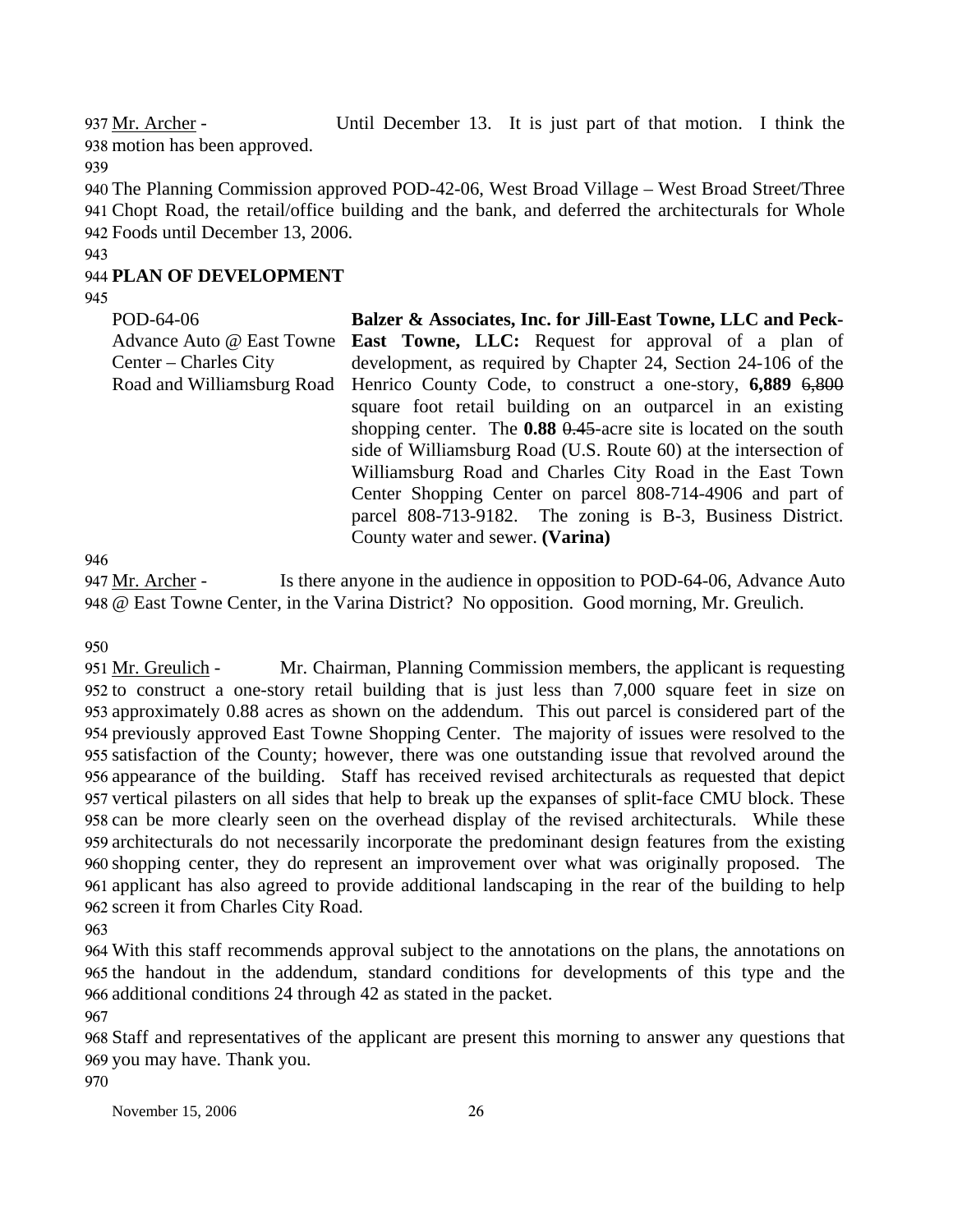Mr. Archer - Until December 13. It is just part of that motion. I think the motion has been approved.

The Planning Commission approved POD-42-06, West Broad Village – West Broad Street/Three Chopt Road, the retail/office building and the bank, and deferred the architecturals for Whole Foods until December 13, 2006.

## PLAN OF DEVELOPMENT

| | |
|---|---|
| POD-64-06<br>Advance Auto @ East Towne Center – Charles City Road and Williamsburg Road | **Balzer & Associates, Inc. for Jill-East Towne, LLC and Peck-East Towne, LLC:** Request for approval of a plan of development, as required by Chapter 24, Section 24-106 of the Henrico County Code, to construct a one-story, **6,889** ~~6,800~~ square foot retail building on an outparcel in an existing shopping center. The **0.88** ~~0.45~~-acre site is located on the south side of Williamsburg Road (U.S. Route 60) at the intersection of Williamsburg Road and Charles City Road in the East Town Center Shopping Center on parcel 808-714-4906 and part of parcel 808-713-9182. The zoning is B-3, Business District. County water and sewer. **(Varina)** |

Mr. Archer - Is there anyone in the audience in opposition to POD-64-06, Advance Auto @ East Towne Center, in the Varina District? No opposition. Good morning, Mr. Greulich.

Mr. Greulich - Mr. Chairman, Planning Commission members, the applicant is requesting to construct a one-story retail building that is just less than 7,000 square feet in size on approximately 0.88 acres as shown on the addendum. This out parcel is considered part of the previously approved East Towne Shopping Center. The majority of issues were resolved to the satisfaction of the County; however, there was one outstanding issue that revolved around the appearance of the building. Staff has received revised architecturals as requested that depict vertical pilasters on all sides that help to break up the expanses of split-face CMU block. These can be more clearly seen on the overhead display of the revised architecturals. While these architecturals do not necessarily incorporate the predominant design features from the existing shopping center, they do represent an improvement over what was originally proposed. The applicant has also agreed to provide additional landscaping in the rear of the building to help screen it from Charles City Road.

With this staff recommends approval subject to the annotations on the plans, the annotations on the handout in the addendum, standard conditions for developments of this type and the additional conditions 24 through 42 as stated in the packet.

Staff and representatives of the applicant are present this morning to answer any questions that you may have. Thank you.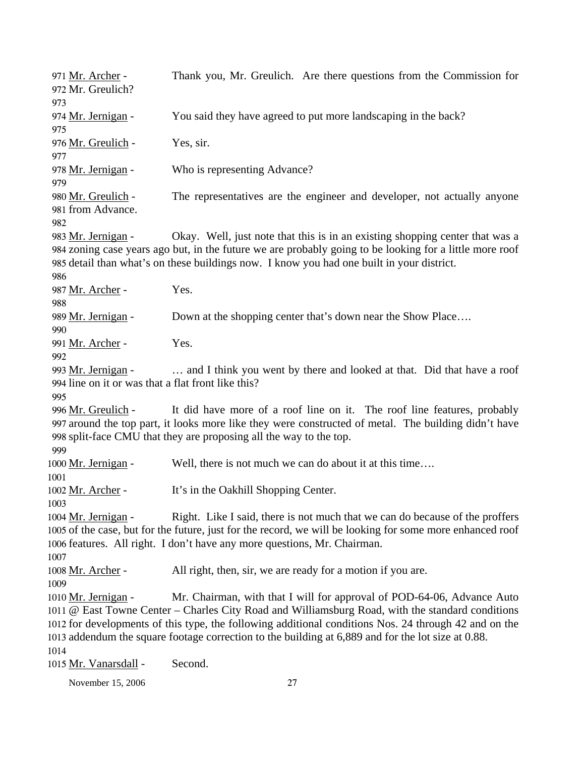971 Mr. Archer - Thank you, Mr. Greulich. Are there questions from the Commission for
972 Mr. Greulich?
973
974 Mr. Jernigan - You said they have agreed to put more landscaping in the back?
975
976 Mr. Greulich - Yes, sir.
977
978 Mr. Jernigan - Who is representing Advance?
979
980 Mr. Greulich - The representatives are the engineer and developer, not actually anyone
981 from Advance.
982
983 Mr. Jernigan - Okay. Well, just note that this is in an existing shopping center that was a
984 zoning case years ago but, in the future we are probably going to be looking for a little more roof
985 detail than what's on these buildings now. I know you had one built in your district.
986
987 Mr. Archer - Yes.
988
989 Mr. Jernigan - Down at the shopping center that's down near the Show Place….
990
991 Mr. Archer - Yes.
992
993 Mr. Jernigan - … and I think you went by there and looked at that. Did that have a roof
994 line on it or was that a flat front like this?
995
996 Mr. Greulich - It did have more of a roof line on it. The roof line features, probably
997 around the top part, it looks more like they were constructed of metal. The building didn't have
998 split-face CMU that they are proposing all the way to the top.
999
1000 Mr. Jernigan - Well, there is not much we can do about it at this time….
1001
1002 Mr. Archer - It's in the Oakhill Shopping Center.
1003
1004 Mr. Jernigan - Right. Like I said, there is not much that we can do because of the proffers
1005 of the case, but for the future, just for the record, we will be looking for some more enhanced roof
1006 features. All right. I don't have any more questions, Mr. Chairman.
1007
1008 Mr. Archer - All right, then, sir, we are ready for a motion if you are.
1009
1010 Mr. Jernigan - Mr. Chairman, with that I will for approval of POD-64-06, Advance Auto
1011 @ East Towne Center – Charles City Road and Williamsburg Road, with the standard conditions
1012 for developments of this type, the following additional conditions Nos. 24 through 42 and on the
1013 addendum the square footage correction to the building at 6,889 and for the lot size at 0.88.
1014
1015 Mr. Vanarsdall - Second.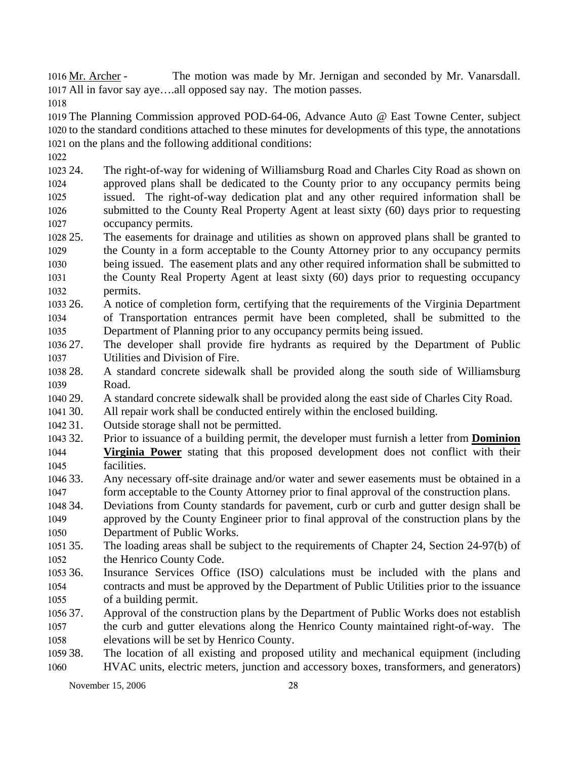Mr. Archer - The motion was made by Mr. Jernigan and seconded by Mr. Vanarsdall. All in favor say aye….all opposed say nay. The motion passes.

The Planning Commission approved POD-64-06, Advance Auto @ East Towne Center, subject to the standard conditions attached to these minutes for developments of this type, the annotations on the plans and the following additional conditions:

24. The right-of-way for widening of Williamsburg Road and Charles City Road as shown on approved plans shall be dedicated to the County prior to any occupancy permits being issued. The right-of-way dedication plat and any other required information shall be submitted to the County Real Property Agent at least sixty (60) days prior to requesting occupancy permits.
25. The easements for drainage and utilities as shown on approved plans shall be granted to the County in a form acceptable to the County Attorney prior to any occupancy permits being issued. The easement plats and any other required information shall be submitted to the County Real Property Agent at least sixty (60) days prior to requesting occupancy permits.
26. A notice of completion form, certifying that the requirements of the Virginia Department of Transportation entrances permit have been completed, shall be submitted to the Department of Planning prior to any occupancy permits being issued.
27. The developer shall provide fire hydrants as required by the Department of Public Utilities and Division of Fire.
28. A standard concrete sidewalk shall be provided along the south side of Williamsburg Road.
29. A standard concrete sidewalk shall be provided along the east side of Charles City Road.
30. All repair work shall be conducted entirely within the enclosed building.
31. Outside storage shall not be permitted.
32. Prior to issuance of a building permit, the developer must furnish a letter from **Dominion Virginia Power** stating that this proposed development does not conflict with their facilities.
33. Any necessary off-site drainage and/or water and sewer easements must be obtained in a form acceptable to the County Attorney prior to final approval of the construction plans.
34. Deviations from County standards for pavement, curb or curb and gutter design shall be approved by the County Engineer prior to final approval of the construction plans by the Department of Public Works.
35. The loading areas shall be subject to the requirements of Chapter 24, Section 24-97(b) of the Henrico County Code.
36. Insurance Services Office (ISO) calculations must be included with the plans and contracts and must be approved by the Department of Public Utilities prior to the issuance of a building permit.
37. Approval of the construction plans by the Department of Public Works does not establish the curb and gutter elevations along the Henrico County maintained right-of-way. The elevations will be set by Henrico County.
38. The location of all existing and proposed utility and mechanical equipment (including HVAC units, electric meters, junction and accessory boxes, transformers, and generators)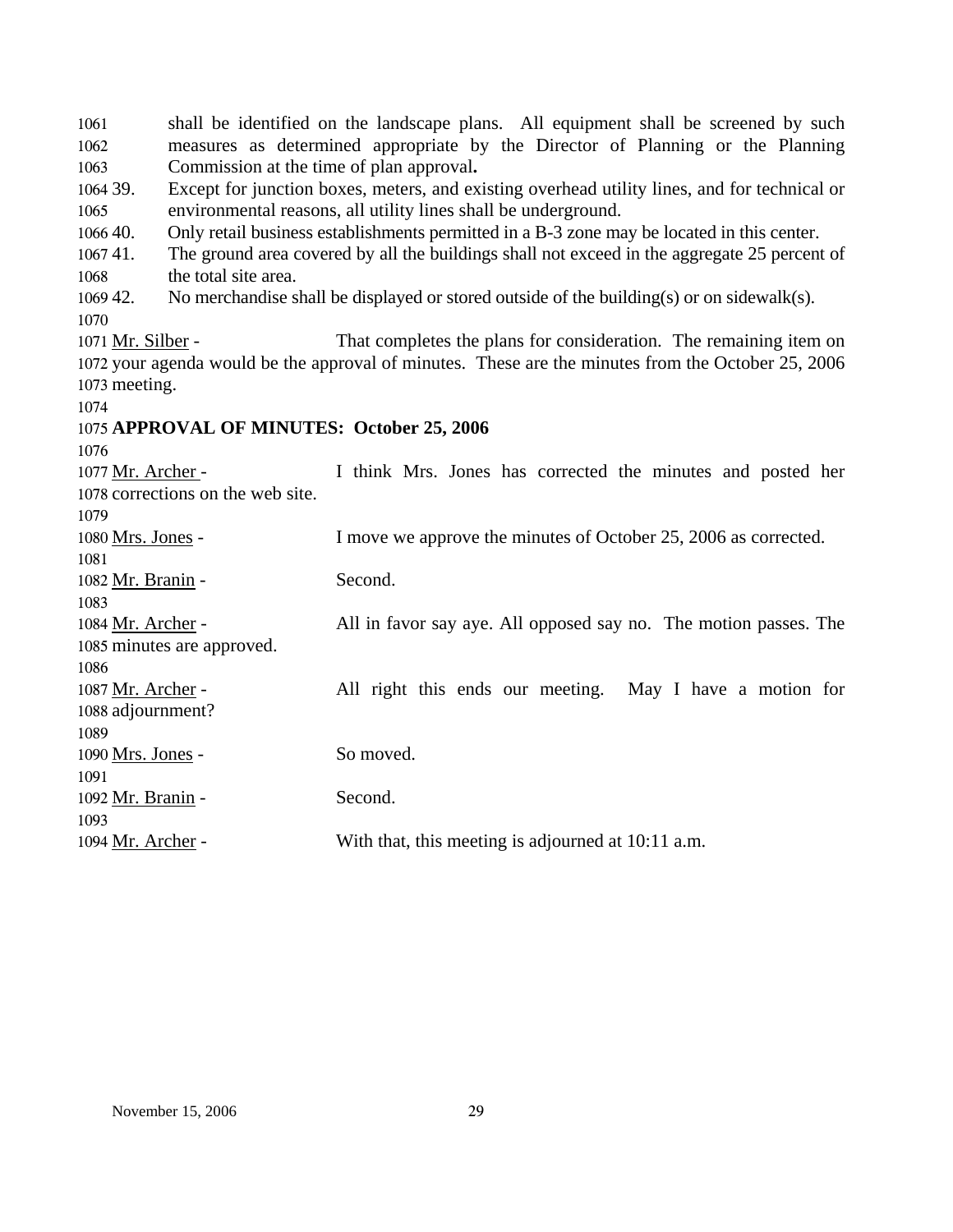shall be identified on the landscape plans. All equipment shall be screened by such measures as determined appropriate by the Director of Planning or the Planning Commission at the time of plan approval**.**

39. Except for junction boxes, meters, and existing overhead utility lines, and for technical or environmental reasons, all utility lines shall be underground.
40. Only retail business establishments permitted in a B-3 zone may be located in this center.
41. The ground area covered by all the buildings shall not exceed in the aggregate 25 percent of the total site area.
42. No merchandise shall be displayed or stored outside of the building(s) or on sidewalk(s).

Mr. Silber - That completes the plans for consideration. The remaining item on your agenda would be the approval of minutes. These are the minutes from the October 25, 2006 meeting.

**APPROVAL OF MINUTES: October 25, 2006**

Mr. Archer - I think Mrs. Jones has corrected the minutes and posted her corrections on the web site.

Mrs. Jones - I move we approve the minutes of October 25, 2006 as corrected.

Mr. Branin - Second.

Mr. Archer - All in favor say aye. All opposed say no. The motion passes. The minutes are approved.

Mr. Archer - All right this ends our meeting. May I have a motion for adjournment?

Mrs. Jones - So moved.

Mr. Branin - Second.

Mr. Archer - With that, this meeting is adjourned at 10:11 a.m.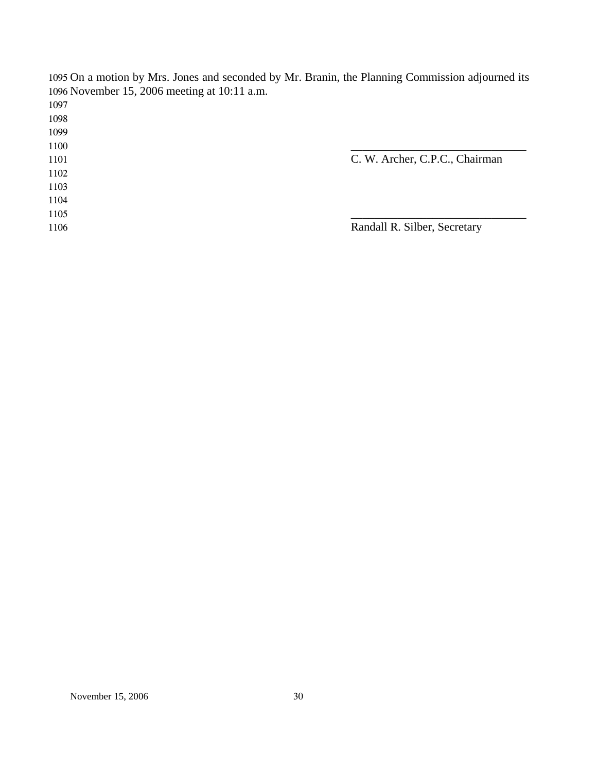On a motion by Mrs. Jones and seconded by Mr. Branin, the Planning Commission adjourned its November 15, 2006 meeting at 10:11 a.m.

_______________________________
C. W. Archer, C.P.C., Chairman

_______________________________
Randall R. Silber, Secretary